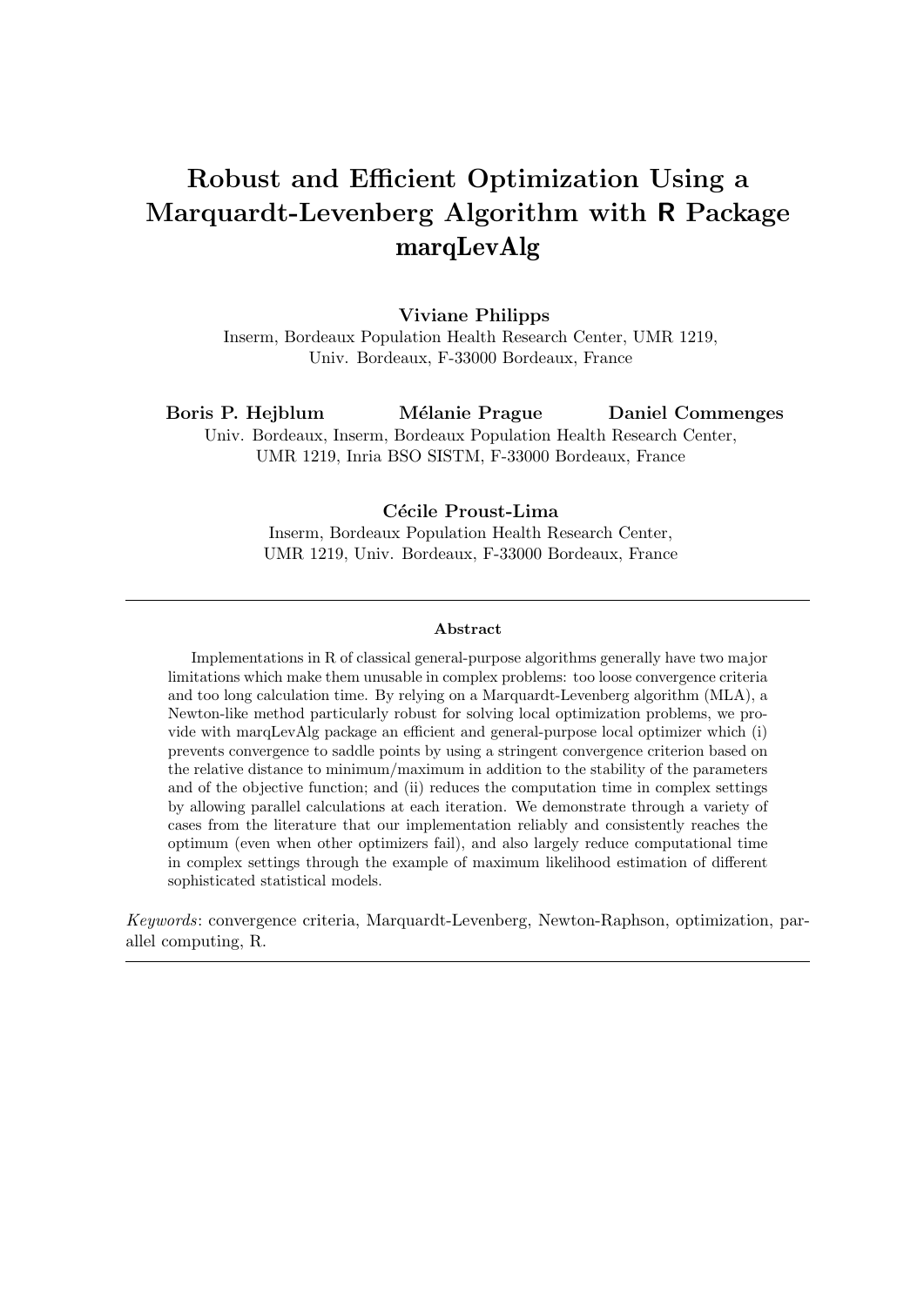# Robust and Efficient Optimization Using a Marquardt-Levenberg Algorithm with R Package marqLevAlg

**Viviane Philipps**
Inserm, Bordeaux Population Health Research Center, UMR 1219,
Univ. Bordeaux, F-33000 Bordeaux, France

**Boris P. Hejblum** **Mélanie Prague** **Daniel Commenges**
Univ. Bordeaux, Inserm, Bordeaux Population Health Research Center,
UMR 1219, Inria BSO SISTM, F-33000 Bordeaux, France

**Cécile Proust-Lima**
Inserm, Bordeaux Population Health Research Center,
UMR 1219, Univ. Bordeaux, F-33000 Bordeaux, France

---

**Abstract**

Implementations in R of classical general-purpose algorithms generally have two major limitations which make them unusable in complex problems: too loose convergence criteria and too long calculation time. By relying on a Marquardt-Levenberg algorithm (MLA), a Newton-like method particularly robust for solving local optimization problems, we provide with marqLevAlg package an efficient and general-purpose local optimizer which (i) prevents convergence to saddle points by using a stringent convergence criterion based on the relative distance to minimum/maximum in addition to the stability of the parameters and of the objective function; and (ii) reduces the computation time in complex settings by allowing parallel calculations at each iteration. We demonstrate through a variety of cases from the literature that our implementation reliably and consistently reaches the optimum (even when other optimizers fail), and also largely reduce computational time in complex settings through the example of maximum likelihood estimation of different sophisticated statistical models.

*Keywords*: convergence criteria, Marquardt-Levenberg, Newton-Raphson, optimization, parallel computing, R.

---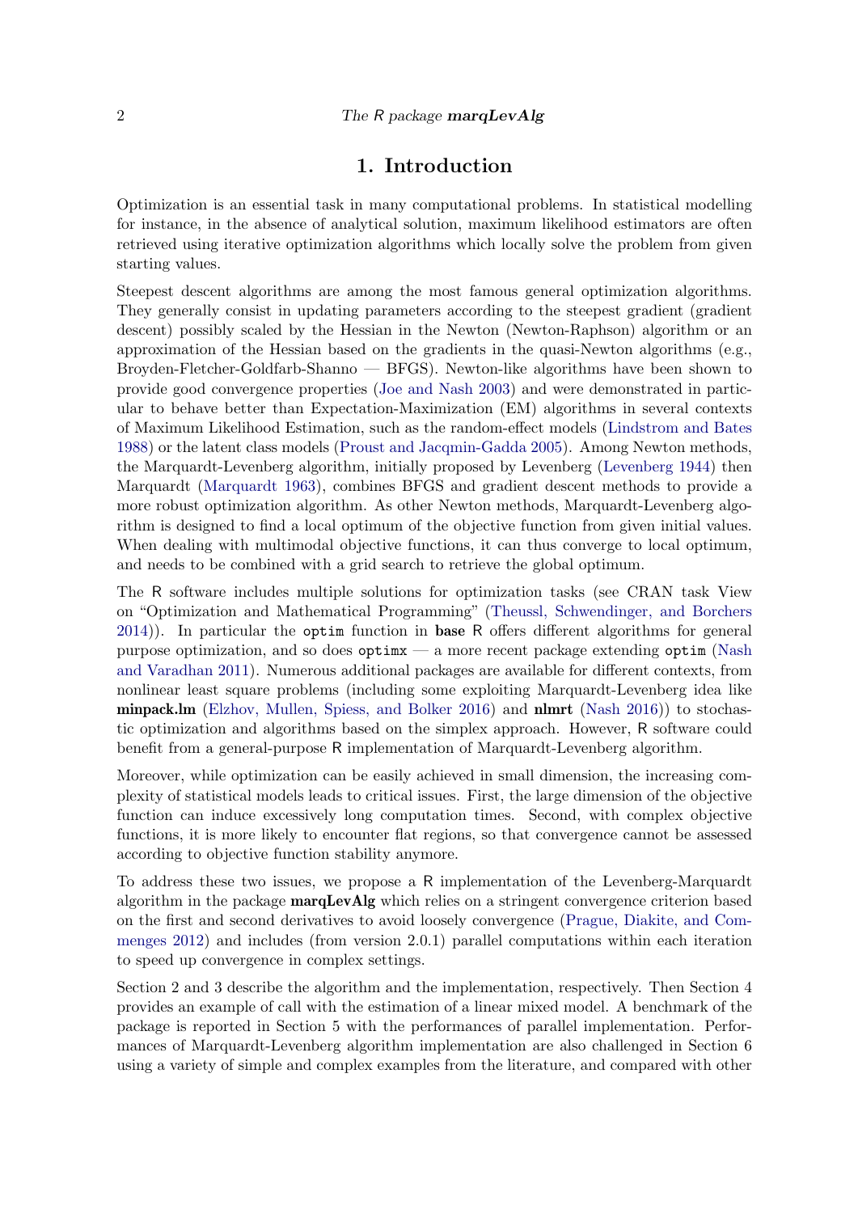# 1. Introduction

Optimization is an essential task in many computational problems. In statistical modelling for instance, in the absence of analytical solution, maximum likelihood estimators are often retrieved using iterative optimization algorithms which locally solve the problem from given starting values.

Steepest descent algorithms are among the most famous general optimization algorithms. They generally consist in updating parameters according to the steepest gradient (gradient descent) possibly scaled by the Hessian in the Newton (Newton-Raphson) algorithm or an approximation of the Hessian based on the gradients in the quasi-Newton algorithms (e.g., Broyden-Fletcher-Goldfarb-Shanno — BFGS). Newton-like algorithms have been shown to provide good convergence properties (Joe and Nash 2003) and were demonstrated in particular to behave better than Expectation-Maximization (EM) algorithms in several contexts of Maximum Likelihood Estimation, such as the random-effect models (Lindstrom and Bates 1988) or the latent class models (Proust and Jacqmin-Gadda 2005). Among Newton methods, the Marquardt-Levenberg algorithm, initially proposed by Levenberg (Levenberg 1944) then Marquardt (Marquardt 1963), combines BFGS and gradient descent methods to provide a more robust optimization algorithm. As other Newton methods, Marquardt-Levenberg algorithm is designed to find a local optimum of the objective function from given initial values. When dealing with multimodal objective functions, it can thus converge to local optimum, and needs to be combined with a grid search to retrieve the global optimum.

The R software includes multiple solutions for optimization tasks (see CRAN task View on "Optimization and Mathematical Programming" (Theussl, Schwendinger, and Borchers 2014)). In particular the `optim` function in **base** R offers different algorithms for general purpose optimization, and so does `optimx` — a more recent package extending `optim` (Nash and Varadhan 2011). Numerous additional packages are available for different contexts, from nonlinear least square problems (including some exploiting Marquardt-Levenberg idea like **minpack.lm** (Elzhov, Mullen, Spiess, and Bolker 2016) and **nlmrt** (Nash 2016)) to stochastic optimization and algorithms based on the simplex approach. However, R software could benefit from a general-purpose R implementation of Marquardt-Levenberg algorithm.

Moreover, while optimization can be easily achieved in small dimension, the increasing complexity of statistical models leads to critical issues. First, the large dimension of the objective function can induce excessively long computation times. Second, with complex objective functions, it is more likely to encounter flat regions, so that convergence cannot be assessed according to objective function stability anymore.

To address these two issues, we propose a R implementation of the Levenberg-Marquardt algorithm in the package **marqLevAlg** which relies on a stringent convergence criterion based on the first and second derivatives to avoid loosely convergence (Prague, Diakite, and Commenges 2012) and includes (from version 2.0.1) parallel computations within each iteration to speed up convergence in complex settings.

Section 2 and 3 describe the algorithm and the implementation, respectively. Then Section 4 provides an example of call with the estimation of a linear mixed model. A benchmark of the package is reported in Section 5 with the performances of parallel implementation. Performances of Marquardt-Levenberg algorithm implementation are also challenged in Section 6 using a variety of simple and complex examples from the literature, and compared with other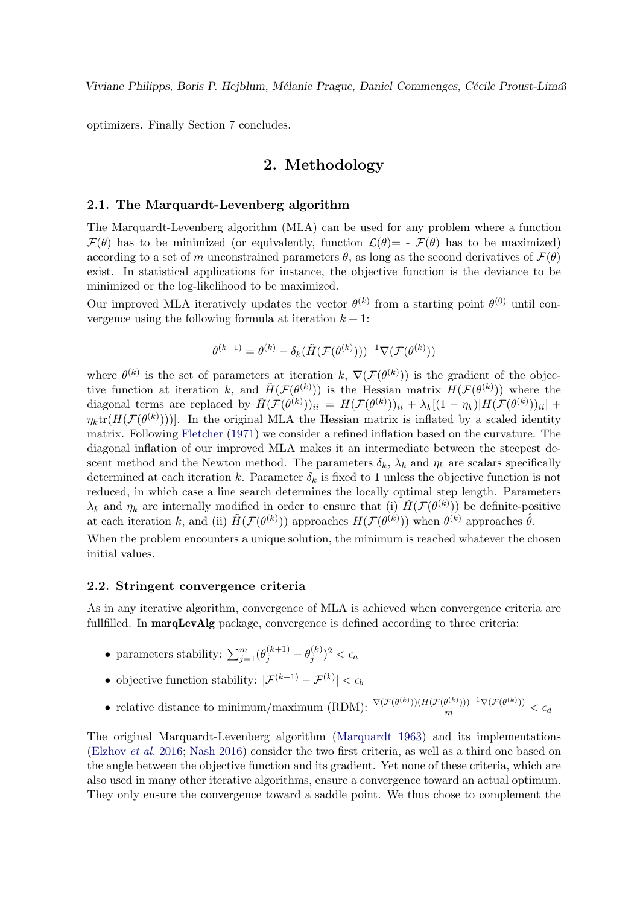optimizers. Finally Section 7 concludes.

# 2. Methodology

## 2.1. The Marquardt-Levenberg algorithm

The Marquardt-Levenberg algorithm (MLA) can be used for any problem where a function $\mathcal{F}(\theta)$ has to be minimized (or equivalently, function $\mathcal{L}(\theta)$= - $\mathcal{F}(\theta)$ has to be maximized) according to a set of $m$ unconstrained parameters $\theta$, as long as the second derivatives of $\mathcal{F}(\theta)$ exist. In statistical applications for instance, the objective function is the deviance to be minimized or the log-likelihood to be maximized.

Our improved MLA iteratively updates the vector $\theta^{(k)}$ from a starting point $\theta^{(0)}$ until convergence using the following formula at iteration $k+1$:

$$\theta^{(k+1)} = \theta^{(k)} - \delta_k(\tilde{H}(\mathcal{F}(\theta^{(k)})))^{-1}\nabla(\mathcal{F}(\theta^{(k)}))$$

where $\theta^{(k)}$ is the set of parameters at iteration $k$, $\nabla(\mathcal{F}(\theta^{(k)}))$ is the gradient of the objective function at iteration $k$, and $\tilde{H}(\mathcal{F}(\theta^{(k)}))$ is the Hessian matrix $H(\mathcal{F}(\theta^{(k)}))$ where the diagonal terms are replaced by $\tilde{H}(\mathcal{F}(\theta^{(k)}))_{ii} = H(\mathcal{F}(\theta^{(k)}))_{ii} + \lambda_k[(1-\eta_k)|H(\mathcal{F}(\theta^{(k)}))_{ii}| + \eta_k \mathrm{tr}(H(\mathcal{F}(\theta^{(k)})))]$. In the original MLA the Hessian matrix is inflated by a scaled identity matrix. Following Fletcher (1971) we consider a refined inflation based on the curvature. The diagonal inflation of our improved MLA makes it an intermediate between the steepest descent method and the Newton method. The parameters $\delta_k$, $\lambda_k$ and $\eta_k$ are scalars specifically determined at each iteration $k$. Parameter $\delta_k$ is fixed to 1 unless the objective function is not reduced, in which case a line search determines the locally optimal step length. Parameters $\lambda_k$ and $\eta_k$ are internally modified in order to ensure that (i) $\tilde{H}(\mathcal{F}(\theta^{(k)}))$ be definite-positive at each iteration $k$, and (ii) $\tilde{H}(\mathcal{F}(\theta^{(k)}))$ approaches $H(\mathcal{F}(\theta^{(k)}))$ when $\theta^{(k)}$ approaches $\hat{\theta}$.

When the problem encounters a unique solution, the minimum is reached whatever the chosen initial values.

## 2.2. Stringent convergence criteria

As in any iterative algorithm, convergence of MLA is achieved when convergence criteria are fullfilled. In **marqLevAlg** package, convergence is defined according to three criteria:

- parameters stability: $\sum_{j=1}^{m}(\theta_j^{(k+1)} - \theta_j^{(k)})^2 < \epsilon_a$
- objective function stability: $|\mathcal{F}^{(k+1)} - \mathcal{F}^{(k)}| < \epsilon_b$
- relative distance to minimum/maximum (RDM): $\frac{\nabla(\mathcal{F}(\theta^{(k)}))(H(\mathcal{F}(\theta^{(k)})))^{-1}\nabla(\mathcal{F}(\theta^{(k)}))}{m} < \epsilon_d$

The original Marquardt-Levenberg algorithm (Marquardt 1963) and its implementations (Elzhov *et al.* 2016; Nash 2016) consider the two first criteria, as well as a third one based on the angle between the objective function and its gradient. Yet none of these criteria, which are also used in many other iterative algorithms, ensure a convergence toward an actual optimum. They only ensure the convergence toward a saddle point. We thus chose to complement the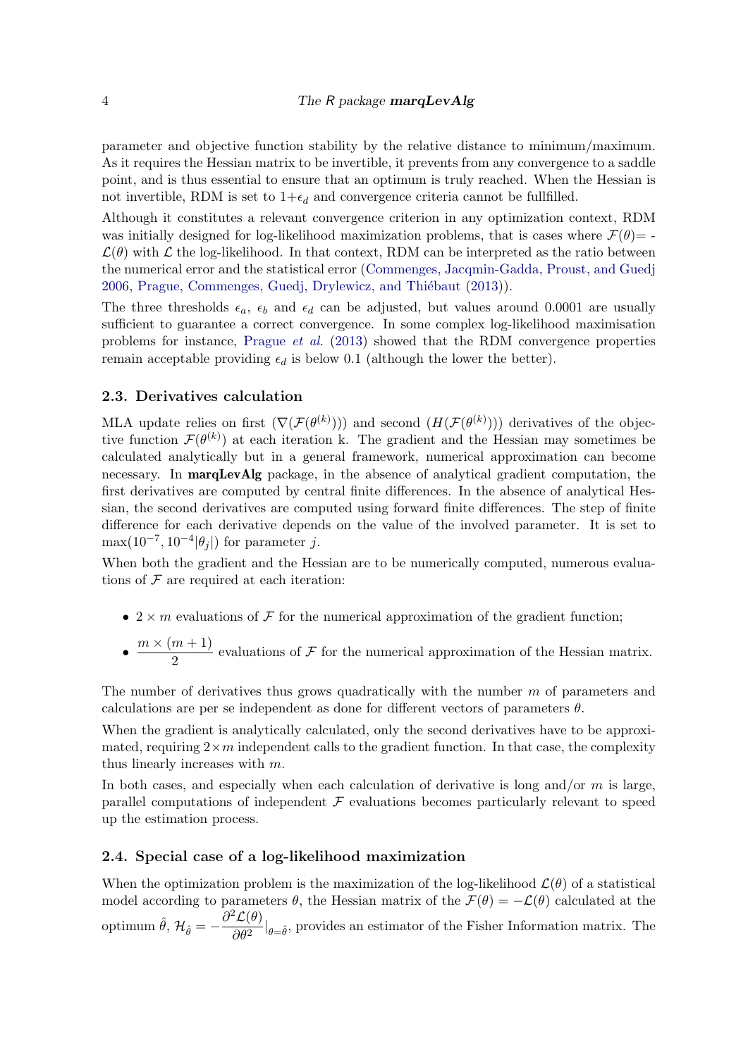parameter and objective function stability by the relative distance to minimum/maximum. As it requires the Hessian matrix to be invertible, it prevents from any convergence to a saddle point, and is thus essential to ensure that an optimum is truly reached. When the Hessian is not invertible, RDM is set to $1+\epsilon_d$ and convergence criteria cannot be fullfilled.

Although it constitutes a relevant convergence criterion in any optimization context, RDM was initially designed for log-likelihood maximization problems, that is cases where $\mathcal{F}(\theta)$= -$\mathcal{L}(\theta)$ with $\mathcal{L}$ the log-likelihood. In that context, RDM can be interpreted as the ratio between the numerical error and the statistical error (Commenges, Jacqmin-Gadda, Proust, and Guedj 2006, Prague, Commenges, Guedj, Drylewicz, and Thiébaut (2013)).

The three thresholds $\epsilon_a$, $\epsilon_b$ and $\epsilon_d$ can be adjusted, but values around 0.0001 are usually sufficient to guarantee a correct convergence. In some complex log-likelihood maximisation problems for instance, Prague *et al.* (2013) showed that the RDM convergence properties remain acceptable providing $\epsilon_d$ is below 0.1 (although the lower the better).

### 2.3. Derivatives calculation

MLA update relies on first $(\nabla(\mathcal{F}(\theta^{(k)})))$ and second $(H(\mathcal{F}(\theta^{(k)})))$ derivatives of the objective function $\mathcal{F}(\theta^{(k)})$ at each iteration k. The gradient and the Hessian may sometimes be calculated analytically but in a general framework, numerical approximation can become necessary. In **marqLevAlg** package, in the absence of analytical gradient computation, the first derivatives are computed by central finite differences. In the absence of analytical Hessian, the second derivatives are computed using forward finite differences. The step of finite difference for each derivative depends on the value of the involved parameter. It is set to $\max(10^{-7}, 10^{-4}|\theta_j|)$ for parameter $j$.

When both the gradient and the Hessian are to be numerically computed, numerous evaluations of $\mathcal{F}$ are required at each iteration:

- $2 \times m$ evaluations of $\mathcal{F}$ for the numerical approximation of the gradient function;
- $\dfrac{m \times (m+1)}{2}$ evaluations of $\mathcal{F}$ for the numerical approximation of the Hessian matrix.

The number of derivatives thus grows quadratically with the number $m$ of parameters and calculations are per se independent as done for different vectors of parameters $\theta$.

When the gradient is analytically calculated, only the second derivatives have to be approximated, requiring $2 \times m$ independent calls to the gradient function. In that case, the complexity thus linearly increases with $m$.

In both cases, and especially when each calculation of derivative is long and/or $m$ is large, parallel computations of independent $\mathcal{F}$ evaluations becomes particularly relevant to speed up the estimation process.

### 2.4. Special case of a log-likelihood maximization

When the optimization problem is the maximization of the log-likelihood $\mathcal{L}(\theta)$ of a statistical model according to parameters $\theta$, the Hessian matrix of the $\mathcal{F}(\theta) = -\mathcal{L}(\theta)$ calculated at the optimum $\hat{\theta}$, $\mathcal{H}_{\hat{\theta}} = -\dfrac{\partial^2 \mathcal{L}(\theta)}{\partial \theta^2}|_{\theta=\hat{\theta}}$, provides an estimator of the Fisher Information matrix. The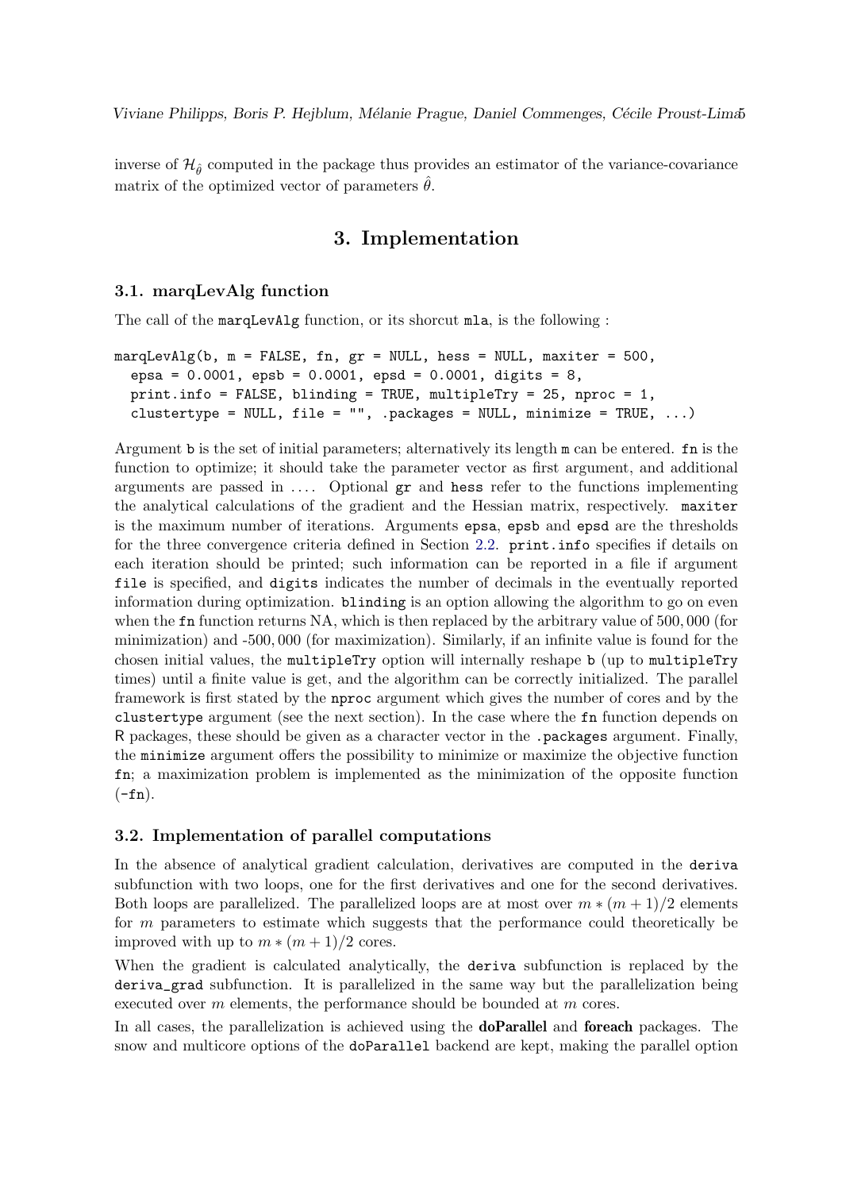inverse of $\mathcal{H}_{\hat{\theta}}$ computed in the package thus provides an estimator of the variance-covariance matrix of the optimized vector of parameters $\hat{\theta}$.

# 3. Implementation

## 3.1. marqLevAlg function

The call of the marqLevAlg function, or its shorcut mla, is the following :

```
marqLevAlg(b, m = FALSE, fn, gr = NULL, hess = NULL, maxiter = 500,
  epsa = 0.0001, epsb = 0.0001, epsd = 0.0001, digits = 8,
  print.info = FALSE, blinding = TRUE, multipleTry = 25, nproc = 1,
  clustertype = NULL, file = "", .packages = NULL, minimize = TRUE, ...)
```

Argument b is the set of initial parameters; alternatively its length m can be entered. fn is the function to optimize; it should take the parameter vector as first argument, and additional arguments are passed in .... Optional gr and hess refer to the functions implementing the analytical calculations of the gradient and the Hessian matrix, respectively. maxiter is the maximum number of iterations. Arguments epsa, epsb and epsd are the thresholds for the three convergence criteria defined in Section 2.2. print.info specifies if details on each iteration should be printed; such information can be reported in a file if argument file is specified, and digits indicates the number of decimals in the eventually reported information during optimization. blinding is an option allowing the algorithm to go on even when the fn function returns NA, which is then replaced by the arbitrary value of 500,000 (for minimization) and -500,000 (for maximization). Similarly, if an infinite value is found for the chosen initial values, the multipleTry option will internally reshape b (up to multipleTry times) until a finite value is get, and the algorithm can be correctly initialized. The parallel framework is first stated by the nproc argument which gives the number of cores and by the clustertype argument (see the next section). In the case where the fn function depends on R packages, these should be given as a character vector in the .packages argument. Finally, the minimize argument offers the possibility to minimize or maximize the objective function fn; a maximization problem is implemented as the minimization of the opposite function (-fn).

## 3.2. Implementation of parallel computations

In the absence of analytical gradient calculation, derivatives are computed in the deriva subfunction with two loops, one for the first derivatives and one for the second derivatives. Both loops are parallelized. The parallelized loops are at most over $m*(m+1)/2$ elements for $m$ parameters to estimate which suggests that the performance could theoretically be improved with up to $m*(m+1)/2$ cores.

When the gradient is calculated analytically, the deriva subfunction is replaced by the deriva_grad subfunction. It is parallelized in the same way but the parallelization being executed over $m$ elements, the performance should be bounded at $m$ cores.

In all cases, the parallelization is achieved using the **doParallel** and **foreach** packages. The snow and multicore options of the doParallel backend are kept, making the parallel option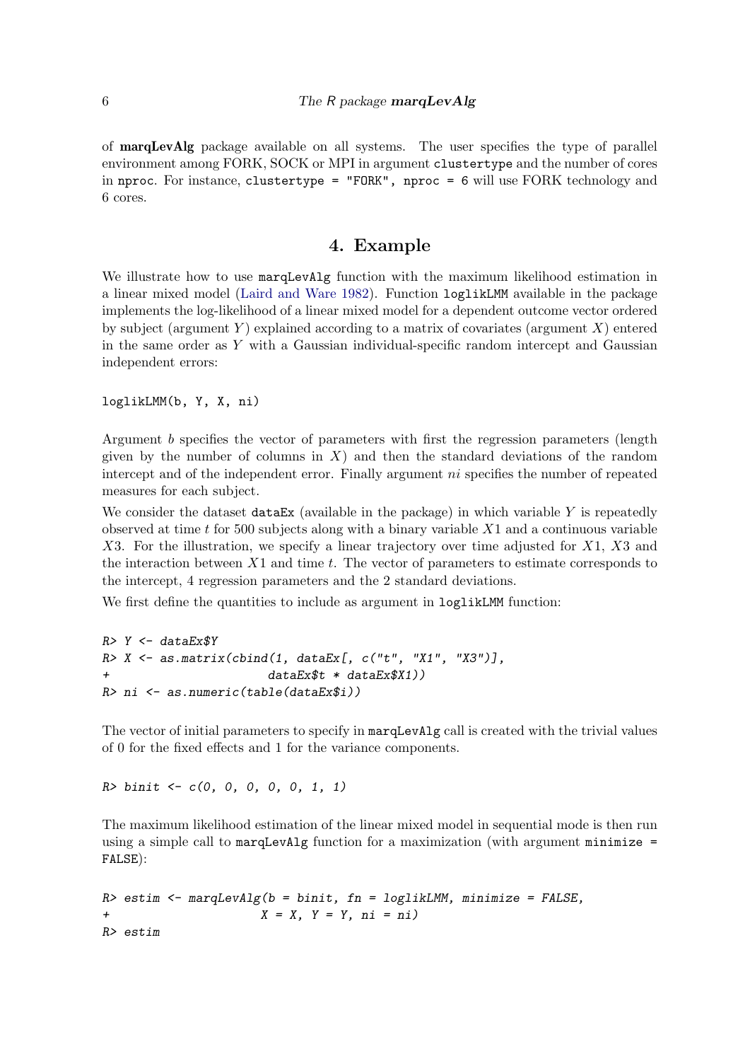of **marqLevAlg** package available on all systems. The user specifies the type of parallel environment among FORK, SOCK or MPI in argument `clustertype` and the number of cores in `nproc`. For instance, `clustertype = "FORK", nproc = 6` will use FORK technology and 6 cores.

## 4. Example

We illustrate how to use `marqLevAlg` function with the maximum likelihood estimation in a linear mixed model (Laird and Ware 1982). Function `loglikLMM` available in the package implements the log-likelihood of a linear mixed model for a dependent outcome vector ordered by subject (argument $Y$) explained according to a matrix of covariates (argument $X$) entered in the same order as $Y$ with a Gaussian individual-specific random intercept and Gaussian independent errors:

```
loglikLMM(b, Y, X, ni)
```

Argument $b$ specifies the vector of parameters with first the regression parameters (length given by the number of columns in $X$) and then the standard deviations of the random intercept and of the independent error. Finally argument $ni$ specifies the number of repeated measures for each subject.

We consider the dataset `dataEx` (available in the package) in which variable $Y$ is repeatedly observed at time $t$ for 500 subjects along with a binary variable $X1$ and a continuous variable $X3$. For the illustration, we specify a linear trajectory over time adjusted for $X1$, $X3$ and the interaction between $X1$ and time $t$. The vector of parameters to estimate corresponds to the intercept, 4 regression parameters and the 2 standard deviations.

We first define the quantities to include as argument in `loglikLMM` function:

```
R> Y <- dataEx$Y
R> X <- as.matrix(cbind(1, dataEx[, c("t", "X1", "X3")],
+                       dataEx$t * dataEx$X1))
R> ni <- as.numeric(table(dataEx$i))
```

The vector of initial parameters to specify in `marqLevAlg` call is created with the trivial values of 0 for the fixed effects and 1 for the variance components.

```
R> binit <- c(0, 0, 0, 0, 0, 1, 1)
```

The maximum likelihood estimation of the linear mixed model in sequential mode is then run using a simple call to `marqLevAlg` function for a maximization (with argument `minimize = FALSE`):

```
R> estim <- marqLevAlg(b = binit, fn = loglikLMM, minimize = FALSE,
+                     X = X, Y = Y, ni = ni)
R> estim
```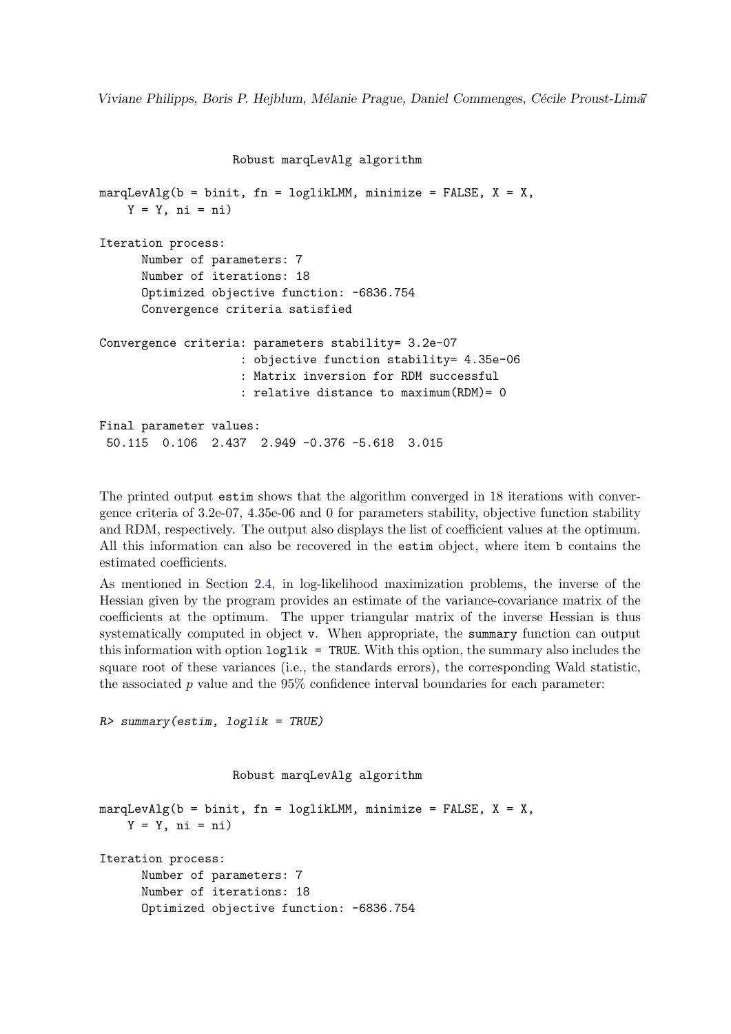```
                    Robust marqLevAlg algorithm

marqLevAlg(b = binit, fn = loglikLMM, minimize = FALSE, X = X,
    Y = Y, ni = ni)

Iteration process:
      Number of parameters: 7
      Number of iterations: 18
      Optimized objective function: -6836.754
      Convergence criteria satisfied

Convergence criteria: parameters stability= 3.2e-07
                    : objective function stability= 4.35e-06
                    : Matrix inversion for RDM successful
                    : relative distance to maximum(RDM)= 0

Final parameter values:
 50.115  0.106  2.437  2.949 -0.376 -5.618  3.015
```

The printed output `estim` shows that the algorithm converged in 18 iterations with convergence criteria of 3.2e-07, 4.35e-06 and 0 for parameters stability, objective function stability and RDM, respectively. The output also displays the list of coefficient values at the optimum. All this information can also be recovered in the `estim` object, where item `b` contains the estimated coefficients.

As mentioned in Section 2.4, in log-likelihood maximization problems, the inverse of the Hessian given by the program provides an estimate of the variance-covariance matrix of the coefficients at the optimum. The upper triangular matrix of the inverse Hessian is thus systematically computed in object `v`. When appropriate, the `summary` function can output this information with option `loglik = TRUE`. With this option, the summary also includes the square root of these variances (i.e., the standards errors), the corresponding Wald statistic, the associated $p$ value and the 95% confidence interval boundaries for each parameter:

```
R> summary(estim, loglik = TRUE)
```

```
                    Robust marqLevAlg algorithm

marqLevAlg(b = binit, fn = loglikLMM, minimize = FALSE, X = X,
    Y = Y, ni = ni)

Iteration process:
      Number of parameters: 7
      Number of iterations: 18
      Optimized objective function: -6836.754
```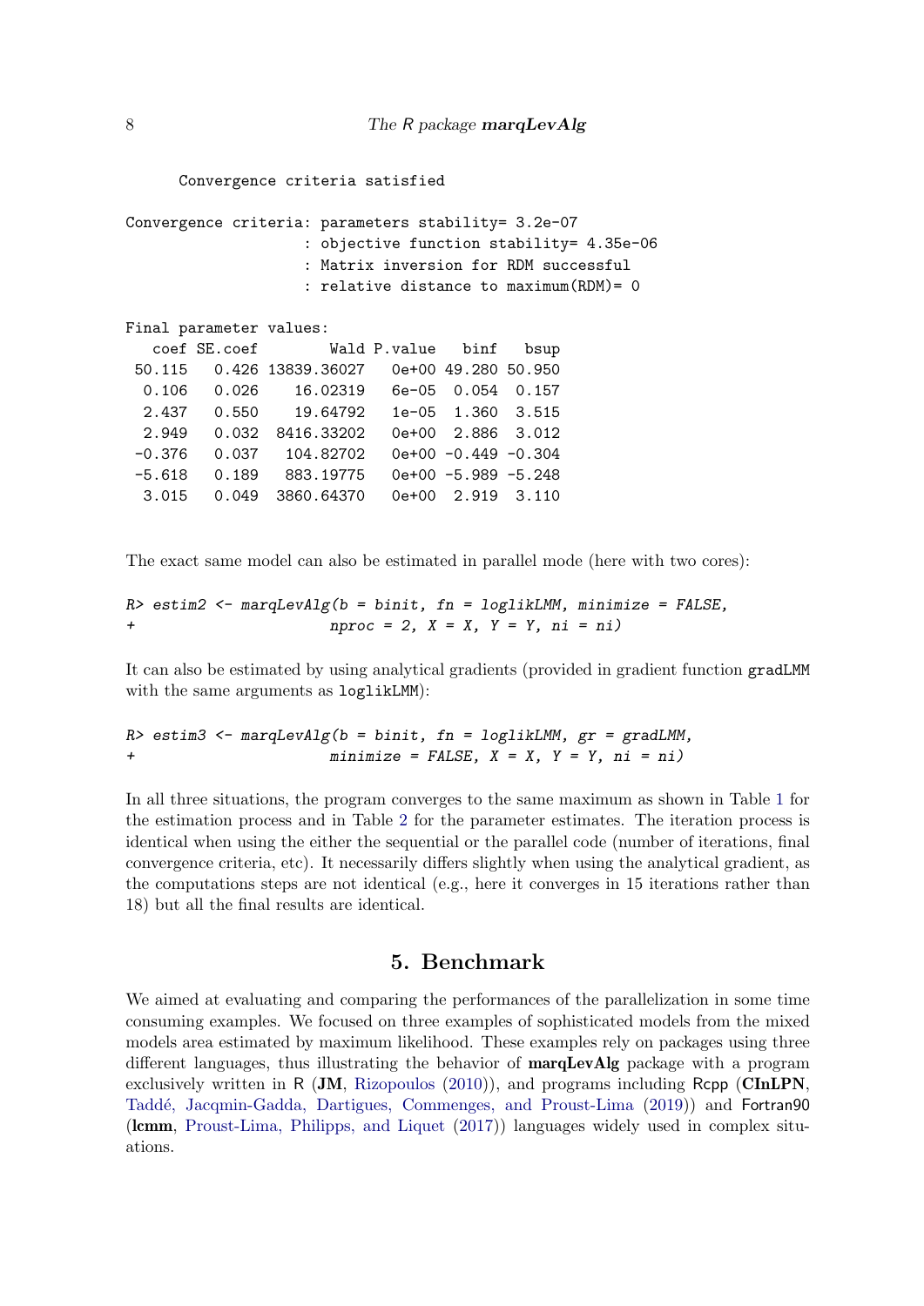```
      Convergence criteria satisfied

Convergence criteria: parameters stability= 3.2e-07
                    : objective function stability= 4.35e-06
                    : Matrix inversion for RDM successful
                    : relative distance to maximum(RDM)= 0

Final parameter values:
   coef SE.coef        Wald P.value   binf   bsup
 50.115   0.426 13839.36027   0e+00 49.280 50.950
  0.106   0.026    16.02319   6e-05  0.054  0.157
  2.437   0.550    19.64792   1e-05  1.360  3.515
  2.949   0.032  8416.33202   0e+00  2.886  3.012
 -0.376   0.037   104.82702   0e+00 -0.449 -0.304
 -5.618   0.189   883.19775   0e+00 -5.989 -5.248
  3.015   0.049  3860.64370   0e+00  2.919  3.110
```

The exact same model can also be estimated in parallel mode (here with two cores):

```
R> estim2 <- marqLevAlg(b = binit, fn = loglikLMM, minimize = FALSE,
+                       nproc = 2, X = X, Y = Y, ni = ni)
```

It can also be estimated by using analytical gradients (provided in gradient function `gradLMM` with the same arguments as `loglikLMM`):

```
R> estim3 <- marqLevAlg(b = binit, fn = loglikLMM, gr = gradLMM,
+                       minimize = FALSE, X = X, Y = Y, ni = ni)
```

In all three situations, the program converges to the same maximum as shown in Table 1 for the estimation process and in Table 2 for the parameter estimates. The iteration process is identical when using the either the sequential or the parallel code (number of iterations, final convergence criteria, etc). It necessarily differs slightly when using the analytical gradient, as the computations steps are not identical (e.g., here it converges in 15 iterations rather than 18) but all the final results are identical.

## 5. Benchmark

We aimed at evaluating and comparing the performances of the parallelization in some time consuming examples. We focused on three examples of sophisticated models from the mixed models area estimated by maximum likelihood. These examples rely on packages using three different languages, thus illustrating the behavior of **marqLevAlg** package with a program exclusively written in R (**JM**, Rizopoulos (2010)), and programs including Rcpp (**CInLPN**, Taddé, Jacqmin-Gadda, Dartigues, Commenges, and Proust-Lima (2019)) and Fortran90 (**lcmm**, Proust-Lima, Philipps, and Liquet (2017)) languages widely used in complex situations.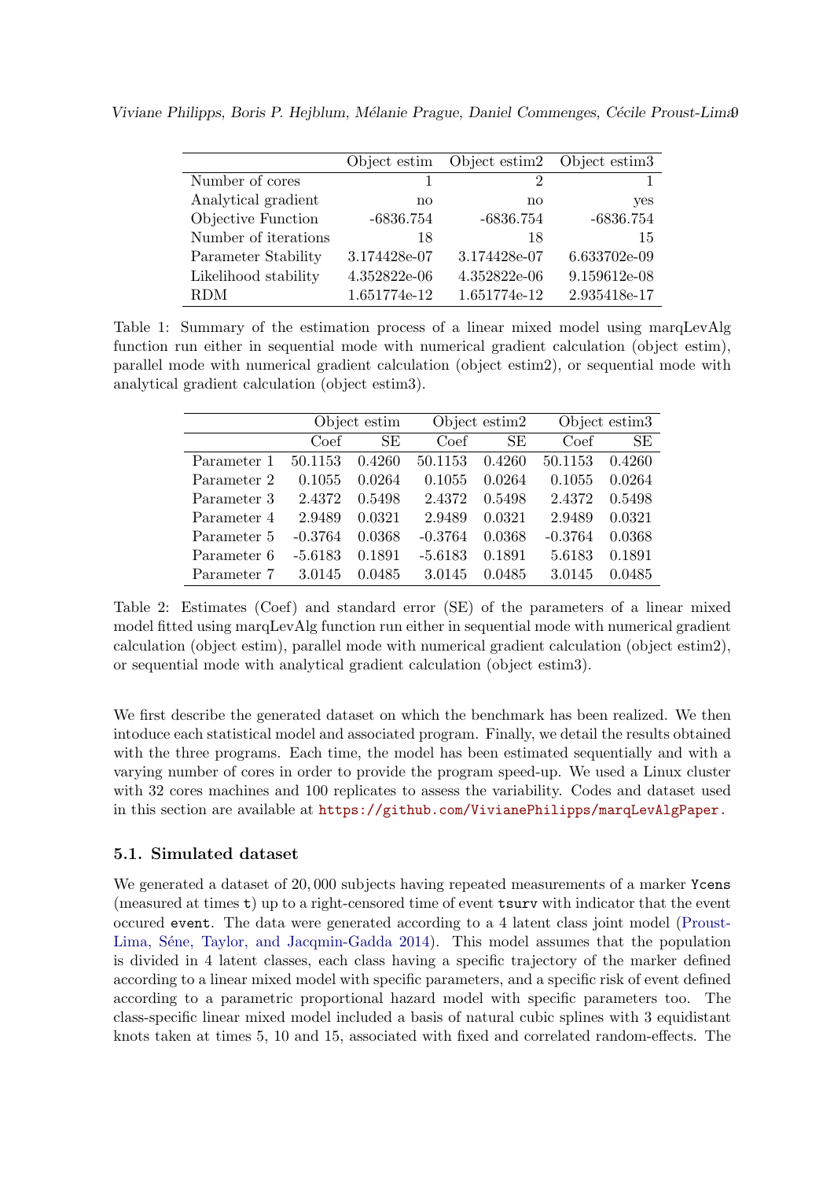| | Object estim | Object estim2 | Object estim3 |
|---|---|---|---|
| Number of cores | 1 | 2 | 1 |
| Analytical gradient | no | no | yes |
| Objective Function | -6836.754 | -6836.754 | -6836.754 |
| Number of iterations | 18 | 18 | 15 |
| Parameter Stability | 3.174428e-07 | 3.174428e-07 | 6.633702e-09 |
| Likelihood stability | 4.352822e-06 | 4.352822e-06 | 9.159612e-08 |
| RDM | 1.651774e-12 | 1.651774e-12 | 2.935418e-17 |

Table 1: Summary of the estimation process of a linear mixed model using marqLevAlg function run either in sequential mode with numerical gradient calculation (object estim), parallel mode with numerical gradient calculation (object estim2), or sequential mode with analytical gradient calculation (object estim3).

| | Object estim | | Object estim2 | | Object estim3 | |
|---|---|---|---|---|---|---|
| | Coef | SE | Coef | SE | Coef | SE |
| Parameter 1 | 50.1153 | 0.4260 | 50.1153 | 0.4260 | 50.1153 | 0.4260 |
| Parameter 2 | 0.1055 | 0.0264 | 0.1055 | 0.0264 | 0.1055 | 0.0264 |
| Parameter 3 | 2.4372 | 0.5498 | 2.4372 | 0.5498 | 2.4372 | 0.5498 |
| Parameter 4 | 2.9489 | 0.0321 | 2.9489 | 0.0321 | 2.9489 | 0.0321 |
| Parameter 5 | -0.3764 | 0.0368 | -0.3764 | 0.0368 | -0.3764 | 0.0368 |
| Parameter 6 | -5.6183 | 0.1891 | -5.6183 | 0.1891 | 5.6183 | 0.1891 |
| Parameter 7 | 3.0145 | 0.0485 | 3.0145 | 0.0485 | 3.0145 | 0.0485 |

Table 2: Estimates (Coef) and standard error (SE) of the parameters of a linear mixed model fitted using marqLevAlg function run either in sequential mode with numerical gradient calculation (object estim), parallel mode with numerical gradient calculation (object estim2), or sequential mode with analytical gradient calculation (object estim3).

We first describe the generated dataset on which the benchmark has been realized. We then intoduce each statistical model and associated program. Finally, we detail the results obtained with the three programs. Each time, the model has been estimated sequentially and with a varying number of cores in order to provide the program speed-up. We used a Linux cluster with 32 cores machines and 100 replicates to assess the variability. Codes and dataset used in this section are available at https://github.com/VivianePhilipps/marqLevAlgPaper.

### 5.1. Simulated dataset

We generated a dataset of 20,000 subjects having repeated measurements of a marker `Ycens` (measured at times `t`) up to a right-censored time of event `tsurv` with indicator that the event occured `event`. The data were generated according to a 4 latent class joint model (Proust-Lima, Séne, Taylor, and Jacqmin-Gadda 2014). This model assumes that the population is divided in 4 latent classes, each class having a specific trajectory of the marker defined according to a linear mixed model with specific parameters, and a specific risk of event defined according to a parametric proportional hazard model with specific parameters too. The class-specific linear mixed model included a basis of natural cubic splines with 3 equidistant knots taken at times 5, 10 and 15, associated with fixed and correlated random-effects. The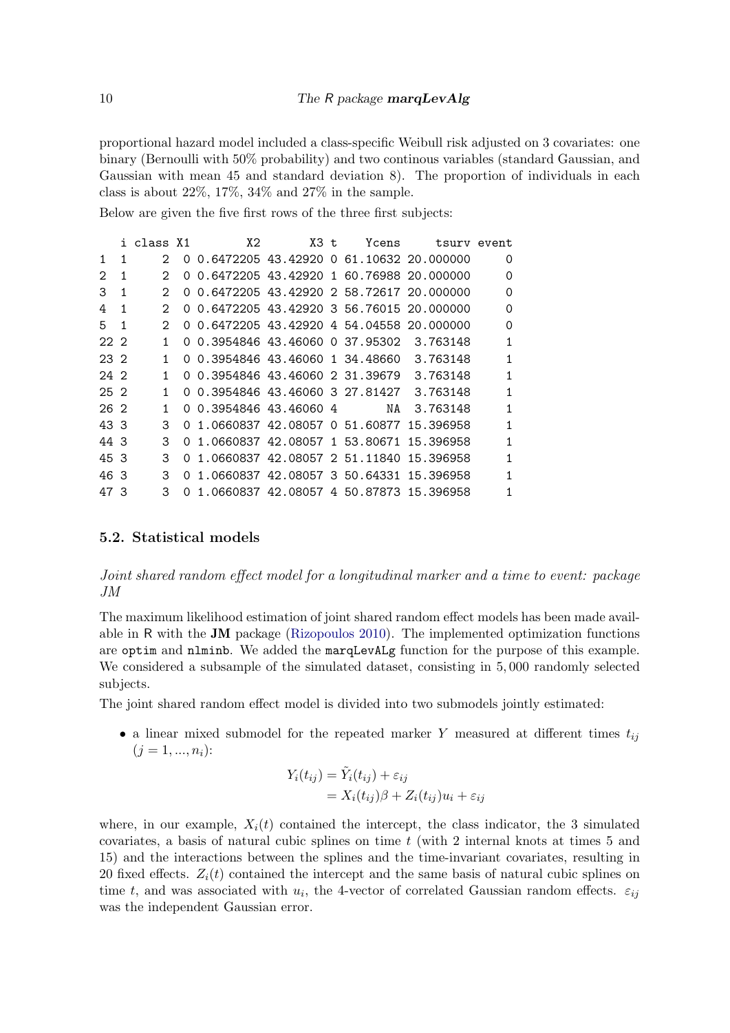proportional hazard model included a class-specific Weibull risk adjusted on 3 covariates: one binary (Bernoulli with 50% probability) and two continous variables (standard Gaussian, and Gaussian with mean 45 and standard deviation 8). The proportion of individuals in each class is about 22%, 17%, 34% and 27% in the sample.

Below are given the five first rows of the three first subjects:

```
   i class X1        X2       X3 t    Ycens     tsurv event
1  1     2  0 0.6472205 43.42920 0 61.10632 20.000000     0
2  1     2  0 0.6472205 43.42920 1 60.76988 20.000000     0
3  1     2  0 0.6472205 43.42920 2 58.72617 20.000000     0
4  1     2  0 0.6472205 43.42920 3 56.76015 20.000000     0
5  1     2  0 0.6472205 43.42920 4 54.04558 20.000000     0
22 2     1  0 0.3954846 43.46060 0 37.95302  3.763148     1
23 2     1  0 0.3954846 43.46060 1 34.48660  3.763148     1
24 2     1  0 0.3954846 43.46060 2 31.39679  3.763148     1
25 2     1  0 0.3954846 43.46060 3 27.81427  3.763148     1
26 2     1  0 0.3954846 43.46060 4       NA  3.763148     1
43 3     3  0 1.0660837 42.08057 0 51.60877 15.396958     1
44 3     3  0 1.0660837 42.08057 1 53.80671 15.396958     1
45 3     3  0 1.0660837 42.08057 2 51.11840 15.396958     1
46 3     3  0 1.0660837 42.08057 3 50.64331 15.396958     1
47 3     3  0 1.0660837 42.08057 4 50.87873 15.396958     1
```

### 5.2. Statistical models

*Joint shared random effect model for a longitudinal marker and a time to event: package JM*

The maximum likelihood estimation of joint shared random effect models has been made available in R with the **JM** package (Rizopoulos 2010). The implemented optimization functions are `optim` and `nlminb`. We added the `marqLevALg` function for the purpose of this example. We considered a subsample of the simulated dataset, consisting in 5,000 randomly selected subjects.

The joint shared random effect model is divided into two submodels jointly estimated:

- a linear mixed submodel for the repeated marker $Y$ measured at different times $t_{ij}$ $(j = 1, ..., n_i)$:

$$
\begin{aligned}
Y_i(t_{ij}) &= \tilde{Y}_i(t_{ij}) + \varepsilon_{ij} \\
&= X_i(t_{ij})\beta + Z_i(t_{ij})u_i + \varepsilon_{ij}
\end{aligned}
$$

where, in our example, $X_i(t)$ contained the intercept, the class indicator, the 3 simulated covariates, a basis of natural cubic splines on time $t$ (with 2 internal knots at times 5 and 15) and the interactions between the splines and the time-invariant covariates, resulting in 20 fixed effects. $Z_i(t)$ contained the intercept and the same basis of natural cubic splines on time $t$, and was associated with $u_i$, the 4-vector of correlated Gaussian random effects. $\varepsilon_{ij}$ was the independent Gaussian error.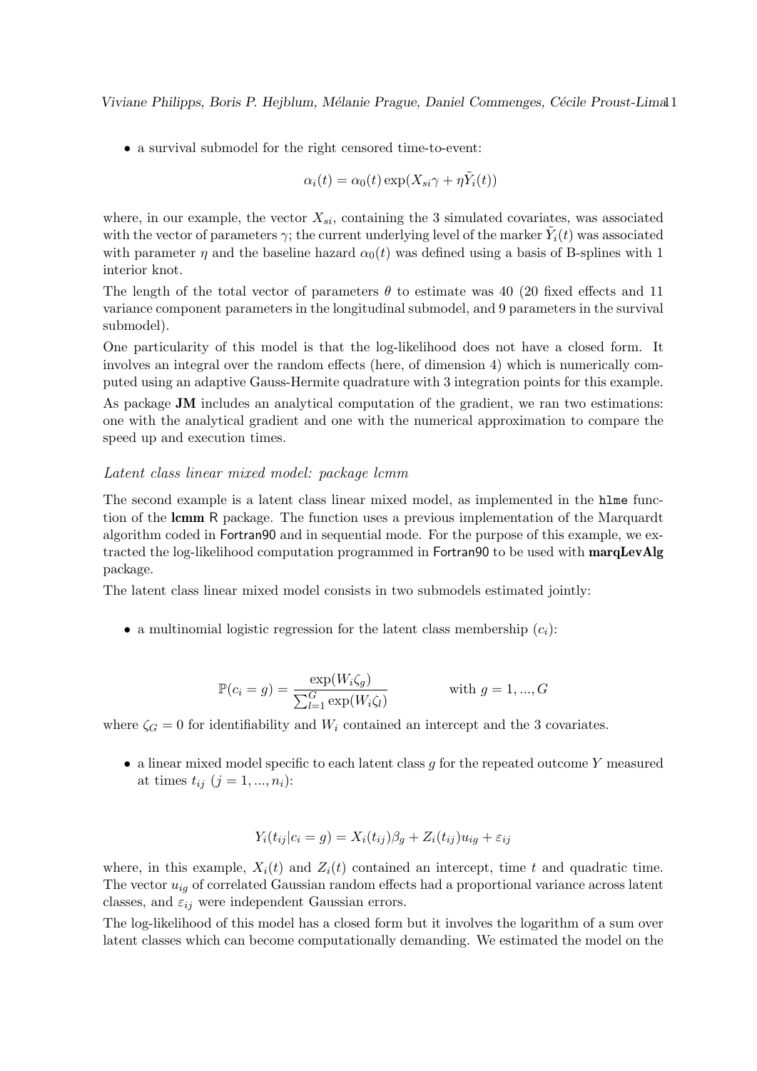- a survival submodel for the right censored time-to-event:

$$\alpha_i(t) = \alpha_0(t) \exp(X_{si}\gamma + \eta \tilde{Y}_i(t))$$

where, in our example, the vector $X_{si}$, containing the 3 simulated covariates, was associated with the vector of parameters $\gamma$; the current underlying level of the marker $\tilde{Y}_i(t)$ was associated with parameter $\eta$ and the baseline hazard $\alpha_0(t)$ was defined using a basis of B-splines with 1 interior knot.

The length of the total vector of parameters $\theta$ to estimate was 40 (20 fixed effects and 11 variance component parameters in the longitudinal submodel, and 9 parameters in the survival submodel).

One particularity of this model is that the log-likelihood does not have a closed form. It involves an integral over the random effects (here, of dimension 4) which is numerically computed using an adaptive Gauss-Hermite quadrature with 3 integration points for this example.

As package **JM** includes an analytical computation of the gradient, we ran two estimations: one with the analytical gradient and one with the numerical approximation to compare the speed up and execution times.

*Latent class linear mixed model: package lcmm*

The second example is a latent class linear mixed model, as implemented in the `hlme` function of the **lcmm** R package. The function uses a previous implementation of the Marquardt algorithm coded in Fortran90 and in sequential mode. For the purpose of this example, we extracted the log-likelihood computation programmed in Fortran90 to be used with **marqLevAlg** package.

The latent class linear mixed model consists in two submodels estimated jointly:

- a multinomial logistic regression for the latent class membership ($c_i$):

$$\mathbb{P}(c_i = g) = \frac{\exp(W_i \zeta_g)}{\sum_{l=1}^{G} \exp(W_i \zeta_l)} \qquad \text{with } g = 1, ..., G$$

where $\zeta_G = 0$ for identifiability and $W_i$ contained an intercept and the 3 covariates.

- a linear mixed model specific to each latent class $g$ for the repeated outcome $Y$ measured at times $t_{ij}$ ($j = 1, ..., n_i$):

$$Y_i(t_{ij} | c_i = g) = X_i(t_{ij})\beta_g + Z_i(t_{ij})u_{ig} + \varepsilon_{ij}$$

where, in this example, $X_i(t)$ and $Z_i(t)$ contained an intercept, time $t$ and quadratic time. The vector $u_{ig}$ of correlated Gaussian random effects had a proportional variance across latent classes, and $\varepsilon_{ij}$ were independent Gaussian errors.

The log-likelihood of this model has a closed form but it involves the logarithm of a sum over latent classes which can become computationally demanding. We estimated the model on the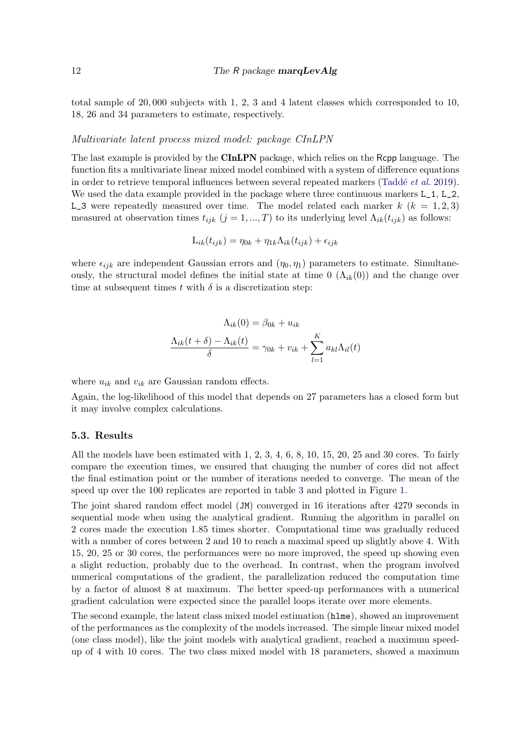total sample of 20,000 subjects with 1, 2, 3 and 4 latent classes which corresponded to 10, 18, 26 and 34 parameters to estimate, respectively.

*Multivariate latent process mixed model: package CInLPN*

The last example is provided by the **CInLPN** package, which relies on the Rcpp language. The function fits a multivariate linear mixed model combined with a system of difference equations in order to retrieve temporal influences between several repeated markers (Taddé *et al.* 2019). We used the data example provided in the package where three continuous markers L_1, L_2, L_3 were repeatedly measured over time. The model related each marker $k$ ($k = 1, 2, 3$) measured at observation times $t_{ijk}$ ($j = 1, ..., T$) to its underlying level $\Lambda_{ik}(t_{ijk})$ as follows:

$$\mathrm{L}_{ik}(t_{ijk}) = \eta_{0k} + \eta_{1k}\Lambda_{ik}(t_{ijk}) + \epsilon_{ijk}$$

where $\epsilon_{ijk}$ are independent Gaussian errors and $(\eta_0, \eta_1)$ parameters to estimate. Simultaneously, the structural model defines the initial state at time 0 ($\Lambda_{ik}(0)$) and the change over time at subsequent times $t$ with $\delta$ is a discretization step:

$$\Lambda_{ik}(0) = \beta_{0k} + u_{ik}$$

$$\frac{\Lambda_{ik}(t+\delta) - \Lambda_{ik}(t)}{\delta} = \gamma_{0k} + v_{ik} + \sum_{l=1}^{K} a_{kl}\Lambda_{il}(t)$$

where $u_{ik}$ and $v_{ik}$ are Gaussian random effects.

Again, the log-likelihood of this model that depends on 27 parameters has a closed form but it may involve complex calculations.

### 5.3. Results

All the models have been estimated with 1, 2, 3, 4, 6, 8, 10, 15, 20, 25 and 30 cores. To fairly compare the execution times, we ensured that changing the number of cores did not affect the final estimation point or the number of iterations needed to converge. The mean of the speed up over the 100 replicates are reported in table 3 and plotted in Figure 1.

The joint shared random effect model (JM) converged in 16 iterations after 4279 seconds in sequential mode when using the analytical gradient. Running the algorithm in parallel on 2 cores made the execution 1.85 times shorter. Computational time was gradually reduced with a number of cores between 2 and 10 to reach a maximal speed up slightly above 4. With 15, 20, 25 or 30 cores, the performances were no more improved, the speed up showing even a slight reduction, probably due to the overhead. In contrast, when the program involved numerical computations of the gradient, the parallelization reduced the computation time by a factor of almost 8 at maximum. The better speed-up performances with a numerical gradient calculation were expected since the parallel loops iterate over more elements.

The second example, the latent class mixed model estimation (hlme), showed an improvement of the performances as the complexity of the models increased. The simple linear mixed model (one class model), like the joint models with analytical gradient, reached a maximum speed-up of 4 with 10 cores. The two class mixed model with 18 parameters, showed a maximum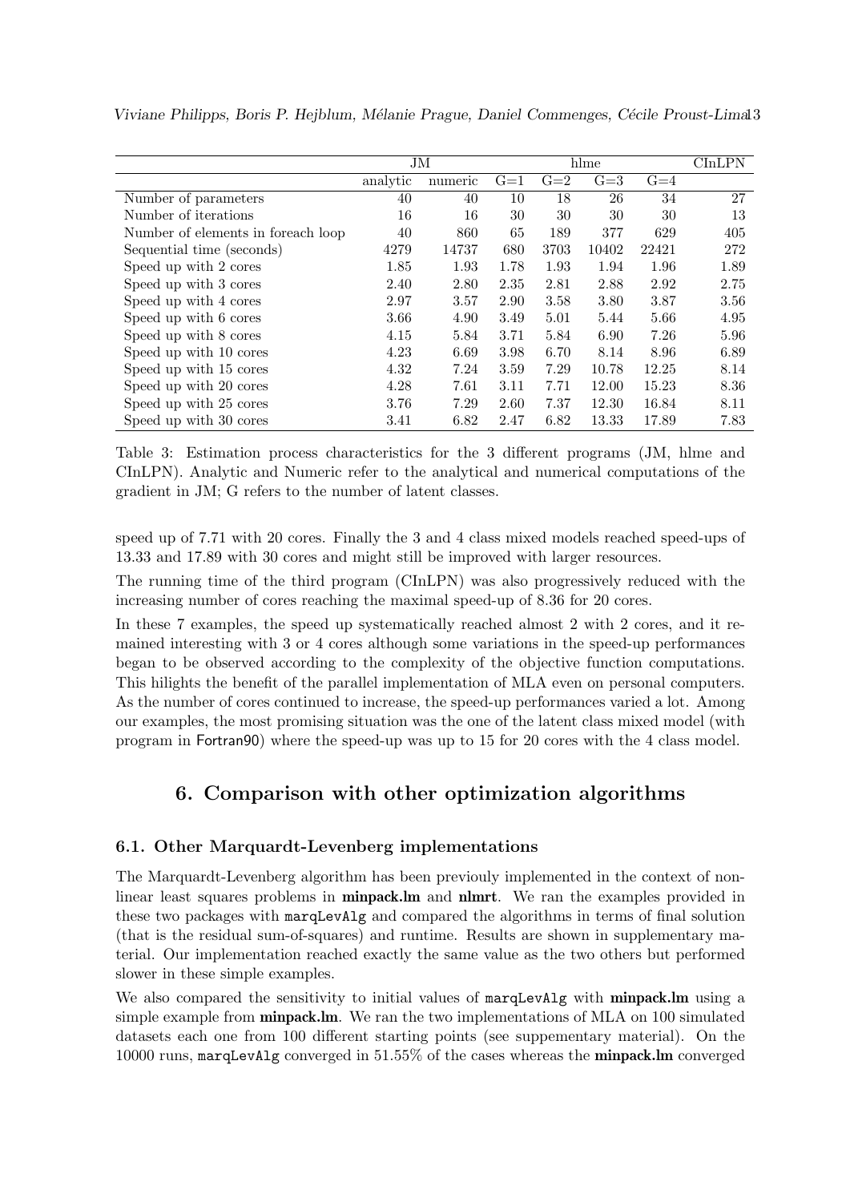| | JM | | hlme | | | | CInLPN |
|---|---|---|---|---|---|---|---|
| | analytic | numeric | G=1 | G=2 | G=3 | G=4 | |
| Number of parameters | 40 | 40 | 10 | 18 | 26 | 34 | 27 |
| Number of iterations | 16 | 16 | 30 | 30 | 30 | 30 | 13 |
| Number of elements in foreach loop | 40 | 860 | 65 | 189 | 377 | 629 | 405 |
| Sequential time (seconds) | 4279 | 14737 | 680 | 3703 | 10402 | 22421 | 272 |
| Speed up with 2 cores | 1.85 | 1.93 | 1.78 | 1.93 | 1.94 | 1.96 | 1.89 |
| Speed up with 3 cores | 2.40 | 2.80 | 2.35 | 2.81 | 2.88 | 2.92 | 2.75 |
| Speed up with 4 cores | 2.97 | 3.57 | 2.90 | 3.58 | 3.80 | 3.87 | 3.56 |
| Speed up with 6 cores | 3.66 | 4.90 | 3.49 | 5.01 | 5.44 | 5.66 | 4.95 |
| Speed up with 8 cores | 4.15 | 5.84 | 3.71 | 5.84 | 6.90 | 7.26 | 5.96 |
| Speed up with 10 cores | 4.23 | 6.69 | 3.98 | 6.70 | 8.14 | 8.96 | 6.89 |
| Speed up with 15 cores | 4.32 | 7.24 | 3.59 | 7.29 | 10.78 | 12.25 | 8.14 |
| Speed up with 20 cores | 4.28 | 7.61 | 3.11 | 7.71 | 12.00 | 15.23 | 8.36 |
| Speed up with 25 cores | 3.76 | 7.29 | 2.60 | 7.37 | 12.30 | 16.84 | 8.11 |
| Speed up with 30 cores | 3.41 | 6.82 | 2.47 | 6.82 | 13.33 | 17.89 | 7.83 |

Table 3: Estimation process characteristics for the 3 different programs (JM, hlme and CInLPN). Analytic and Numeric refer to the analytical and numerical computations of the gradient in JM; G refers to the number of latent classes.

speed up of 7.71 with 20 cores. Finally the 3 and 4 class mixed models reached speed-ups of 13.33 and 17.89 with 30 cores and might still be improved with larger resources.

The running time of the third program (CInLPN) was also progressively reduced with the increasing number of cores reaching the maximal speed-up of 8.36 for 20 cores.

In these 7 examples, the speed up systematically reached almost 2 with 2 cores, and it remained interesting with 3 or 4 cores although some variations in the speed-up performances began to be observed according to the complexity of the objective function computations. This hilights the benefit of the parallel implementation of MLA even on personal computers. As the number of cores continued to increase, the speed-up performances varied a lot. Among our examples, the most promising situation was the one of the latent class mixed model (with program in Fortran90) where the speed-up was up to 15 for 20 cores with the 4 class model.

## 6. Comparison with other optimization algorithms

### 6.1. Other Marquardt-Levenberg implementations

The Marquardt-Levenberg algorithm has been previouly implemented in the context of non-linear least squares problems in **minpack.lm** and **nlmrt**. We ran the examples provided in these two packages with `marqLevAlg` and compared the algorithms in terms of final solution (that is the residual sum-of-squares) and runtime. Results are shown in supplementary material. Our implementation reached exactly the same value as the two others but performed slower in these simple examples.

We also compared the sensitivity to initial values of `marqLevAlg` with **minpack.lm** using a simple example from **minpack.lm**. We ran the two implementations of MLA on 100 simulated datasets each one from 100 different starting points (see suppementary material). On the 10000 runs, `marqLevAlg` converged in 51.55% of the cases whereas the **minpack.lm** converged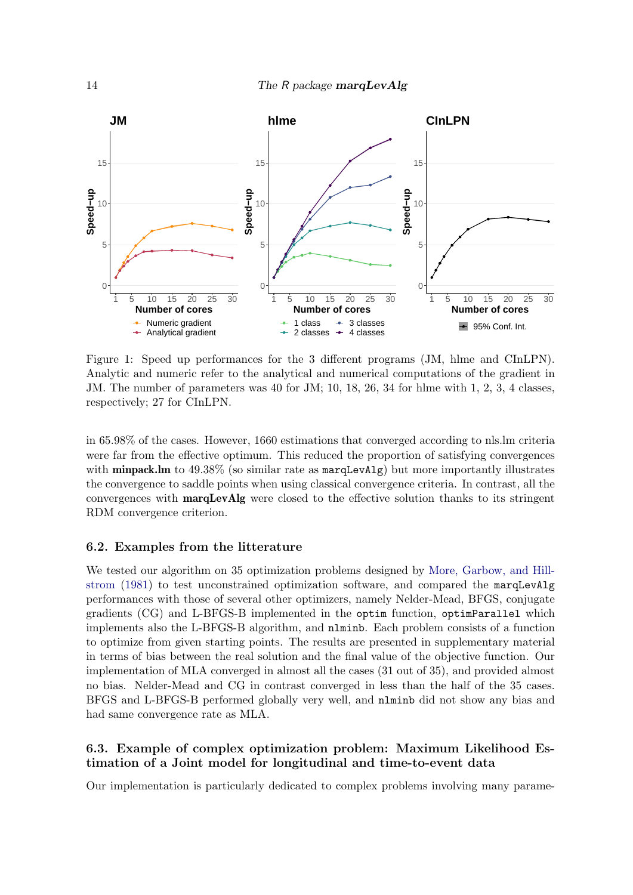Figure 1: Speed up performances for the 3 different programs (JM, hlme and CInLPN). Analytic and numeric refer to the analytical and numerical computations of the gradient in JM. The number of parameters was 40 for JM; 10, 18, 26, 34 for hlme with 1, 2, 3, 4 classes, respectively; 27 for CInLPN.

in 65.98% of the cases. However, 1660 estimations that converged according to nls.lm criteria were far from the effective optimum. This reduced the proportion of satisfying convergences with **minpack.lm** to 49.38% (so similar rate as `marqLevAlg`) but more importantly illustrates the convergence to saddle points when using classical convergence criteria. In contrast, all the convergences with **marqLevAlg** were closed to the effective solution thanks to its stringent RDM convergence criterion.

### 6.2. Examples from the litterature

We tested our algorithm on 35 optimization problems designed by More, Garbow, and Hillstrom (1981) to test unconstrained optimization software, and compared the `marqLevAlg` performances with those of several other optimizers, namely Nelder-Mead, BFGS, conjugate gradients (CG) and L-BFGS-B implemented in the `optim` function, `optimParallel` which implements also the L-BFGS-B algorithm, and `nlminb`. Each problem consists of a function to optimize from given starting points. The results are presented in supplementary material in terms of bias between the real solution and the final value of the objective function. Our implementation of MLA converged in almost all the cases (31 out of 35), and provided almost no bias. Nelder-Mead and CG in contrast converged in less than the half of the 35 cases. BFGS and L-BFGS-B performed globally very well, and `nlminb` did not show any bias and had same convergence rate as MLA.

### 6.3. Example of complex optimization problem: Maximum Likelihood Estimation of a Joint model for longitudinal and time-to-event data

Our implementation is particularly dedicated to complex problems involving many parame-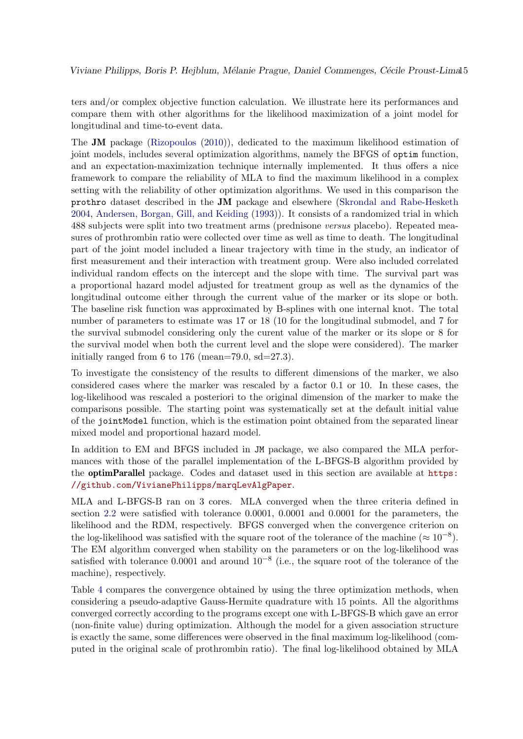ters and/or complex objective function calculation. We illustrate here its performances and compare them with other algorithms for the likelihood maximization of a joint model for longitudinal and time-to-event data.

The **JM** package (Rizopoulos (2010)), dedicated to the maximum likelihood estimation of joint models, includes several optimization algorithms, namely the BFGS of `optim` function, and an expectation-maximization technique internally implemented. It thus offers a nice framework to compare the reliability of MLA to find the maximum likelihood in a complex setting with the reliability of other optimization algorithms. We used in this comparison the `prothro` dataset described in the **JM** package and elsewhere (Skrondal and Rabe-Hesketh 2004, Andersen, Borgan, Gill, and Keiding (1993)). It consists of a randomized trial in which 488 subjects were split into two treatment arms (prednisone *versus* placebo). Repeated measures of prothrombin ratio were collected over time as well as time to death. The longitudinal part of the joint model included a linear trajectory with time in the study, an indicator of first measurement and their interaction with treatment group. Were also included correlated individual random effects on the intercept and the slope with time. The survival part was a proportional hazard model adjusted for treatment group as well as the dynamics of the longitudinal outcome either through the current value of the marker or its slope or both. The baseline risk function was approximated by B-splines with one internal knot. The total number of parameters to estimate was 17 or 18 (10 for the longitudinal submodel, and 7 for the survival submodel considering only the curent value of the marker or its slope or 8 for the survival model when both the current level and the slope were considered). The marker initially ranged from 6 to 176 (mean=79.0, sd=27.3).

To investigate the consistency of the results to different dimensions of the marker, we also considered cases where the marker was rescaled by a factor 0.1 or 10. In these cases, the log-likelihood was rescaled a posteriori to the original dimension of the marker to make the comparisons possible. The starting point was systematically set at the default initial value of the `jointModel` function, which is the estimation point obtained from the separated linear mixed model and proportional hazard model.

In addition to EM and BFGS included in `JM` package, we also compared the MLA performances with those of the parallel implementation of the L-BFGS-B algorithm provided by the **optimParallel** package. Codes and dataset used in this section are available at https://github.com/VivianePhilipps/marqLevAlgPaper.

MLA and L-BFGS-B ran on 3 cores. MLA converged when the three criteria defined in section 2.2 were satisfied with tolerance 0.0001, 0.0001 and 0.0001 for the parameters, the likelihood and the RDM, respectively. BFGS converged when the convergence criterion on the log-likelihood was satisfied with the square root of the tolerance of the machine ($\approx 10^{-8}$). The EM algorithm converged when stability on the parameters or on the log-likelihood was satisfied with tolerance 0.0001 and around $10^{-8}$ (i.e., the square root of the tolerance of the machine), respectively.

Table 4 compares the convergence obtained by using the three optimization methods, when considering a pseudo-adaptive Gauss-Hermite quadrature with 15 points. All the algorithms converged correctly according to the programs except one with L-BFGS-B which gave an error (non-finite value) during optimization. Although the model for a given association structure is exactly the same, some differences were observed in the final maximum log-likelihood (computed in the original scale of prothrombin ratio). The final log-likelihood obtained by MLA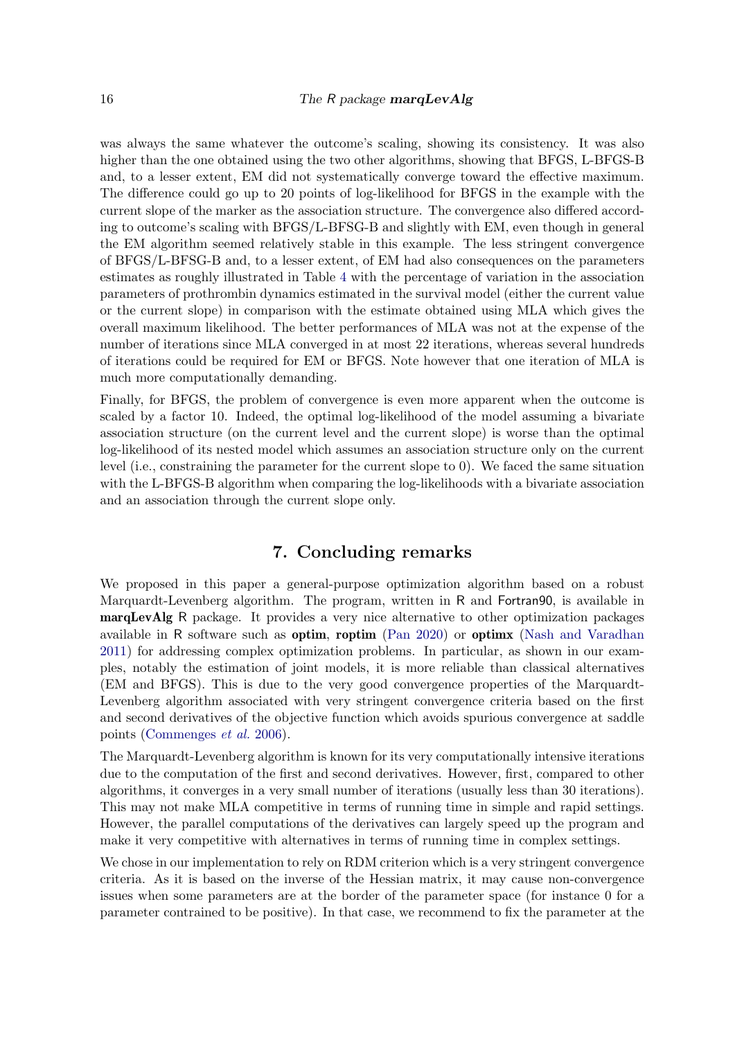was always the same whatever the outcome's scaling, showing its consistency. It was also higher than the one obtained using the two other algorithms, showing that BFGS, L-BFGS-B and, to a lesser extent, EM did not systematically converge toward the effective maximum. The difference could go up to 20 points of log-likelihood for BFGS in the example with the current slope of the marker as the association structure. The convergence also differed according to outcome's scaling with BFGS/L-BFSG-B and slightly with EM, even though in general the EM algorithm seemed relatively stable in this example. The less stringent convergence of BFGS/L-BFSG-B and, to a lesser extent, of EM had also consequences on the parameters estimates as roughly illustrated in Table 4 with the percentage of variation in the association parameters of prothrombin dynamics estimated in the survival model (either the current value or the current slope) in comparison with the estimate obtained using MLA which gives the overall maximum likelihood. The better performances of MLA was not at the expense of the number of iterations since MLA converged in at most 22 iterations, whereas several hundreds of iterations could be required for EM or BFGS. Note however that one iteration of MLA is much more computationally demanding.

Finally, for BFGS, the problem of convergence is even more apparent when the outcome is scaled by a factor 10. Indeed, the optimal log-likelihood of the model assuming a bivariate association structure (on the current level and the current slope) is worse than the optimal log-likelihood of its nested model which assumes an association structure only on the current level (i.e., constraining the parameter for the current slope to 0). We faced the same situation with the L-BFGS-B algorithm when comparing the log-likelihoods with a bivariate association and an association through the current slope only.

## 7. Concluding remarks

We proposed in this paper a general-purpose optimization algorithm based on a robust Marquardt-Levenberg algorithm. The program, written in R and Fortran90, is available in **marqLevAlg** R package. It provides a very nice alternative to other optimization packages available in R software such as **optim**, **roptim** (Pan 2020) or **optimx** (Nash and Varadhan 2011) for addressing complex optimization problems. In particular, as shown in our examples, notably the estimation of joint models, it is more reliable than classical alternatives (EM and BFGS). This is due to the very good convergence properties of the Marquardt-Levenberg algorithm associated with very stringent convergence criteria based on the first and second derivatives of the objective function which avoids spurious convergence at saddle points (Commenges *et al.* 2006).

The Marquardt-Levenberg algorithm is known for its very computationally intensive iterations due to the computation of the first and second derivatives. However, first, compared to other algorithms, it converges in a very small number of iterations (usually less than 30 iterations). This may not make MLA competitive in terms of running time in simple and rapid settings. However, the parallel computations of the derivatives can largely speed up the program and make it very competitive with alternatives in terms of running time in complex settings.

We chose in our implementation to rely on RDM criterion which is a very stringent convergence criteria. As it is based on the inverse of the Hessian matrix, it may cause non-convergence issues when some parameters are at the border of the parameter space (for instance 0 for a parameter contrained to be positive). In that case, we recommend to fix the parameter at the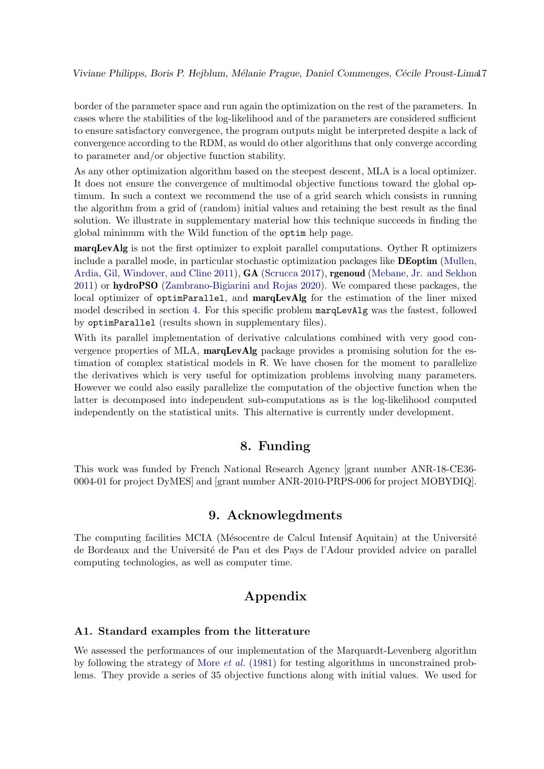border of the parameter space and run again the optimization on the rest of the parameters. In cases where the stabilities of the log-likelihood and of the parameters are considered sufficient to ensure satisfactory convergence, the program outputs might be interpreted despite a lack of convergence according to the RDM, as would do other algorithms that only converge according to parameter and/or objective function stability.

As any other optimization algorithm based on the steepest descent, MLA is a local optimizer. It does not ensure the convergence of multimodal objective functions toward the global optimum. In such a context we recommend the use of a grid search which consists in running the algorithm from a grid of (random) initial values and retaining the best result as the final solution. We illustrate in supplementary material how this technique succeeds in finding the global minimum with the Wild function of the `optim` help page.

**marqLevAlg** is not the first optimizer to exploit parallel computations. Oyther R optimizers include a parallel mode, in particular stochastic optimization packages like **DEoptim** (Mullen, Ardia, Gil, Windover, and Cline 2011), **GA** (Scrucca 2017), **rgenoud** (Mebane, Jr. and Sekhon 2011) or **hydroPSO** (Zambrano-Bigiarini and Rojas 2020). We compared these packages, the local optimizer of `optimParallel`, and **marqLevAlg** for the estimation of the liner mixed model described in section 4. For this specific problem `marqLevAlg` was the fastest, followed by `optimParallel` (results shown in supplementary files).

With its parallel implementation of derivative calculations combined with very good convergence properties of MLA, **marqLevAlg** package provides a promising solution for the estimation of complex statistical models in R. We have chosen for the moment to parallelize the derivatives which is very useful for optimization problems involving many parameters. However we could also easily parallelize the computation of the objective function when the latter is decomposed into independent sub-computations as is the log-likelihood computed independently on the statistical units. This alternative is currently under development.

## 8. Funding

This work was funded by French National Research Agency [grant number ANR-18-CE36-0004-01 for project DyMES] and [grant number ANR-2010-PRPS-006 for project MOBYDIQ].

## 9. Acknowlegdments

The computing facilities MCIA (Mésocentre de Calcul Intensif Aquitain) at the Université de Bordeaux and the Université de Pau et des Pays de l'Adour provided advice on parallel computing technologies, as well as computer time.

# Appendix

### A1. Standard examples from the litterature

We assessed the performances of our implementation of the Marquardt-Levenberg algorithm by following the strategy of More *et al.* (1981) for testing algorithms in unconstrained problems. They provide a series of 35 objective functions along with initial values. We used for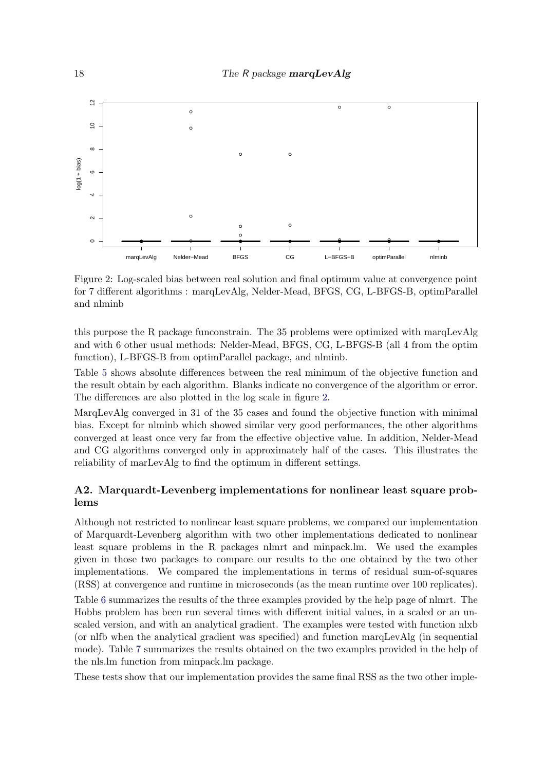Figure 2: Log-scaled bias between real solution and final optimum value at convergence point for 7 different algorithms : marqLevAlg, Nelder-Mead, BFGS, CG, L-BFGS-B, optimParallel and nlminb

this purpose the R package funconstrain. The 35 problems were optimized with marqLevAlg and with 6 other usual methods: Nelder-Mead, BFGS, CG, L-BFGS-B (all 4 from the optim function), L-BFGS-B from optimParallel package, and nlminb.

Table 5 shows absolute differences between the real minimum of the objective function and the result obtain by each algorithm. Blanks indicate no convergence of the algorithm or error. The differences are also plotted in the log scale in figure 2.

MarqLevAlg converged in 31 of the 35 cases and found the objective function with minimal bias. Except for nlminb which showed similar very good performances, the other algorithms converged at least once very far from the effective objective value. In addition, Nelder-Mead and CG algorithms converged only in approximately half of the cases. This illustrates the reliability of marLevAlg to find the optimum in different settings.

## A2. Marquardt-Levenberg implementations for nonlinear least square problems

Although not restricted to nonlinear least square problems, we compared our implementation of Marquardt-Levenberg algorithm with two other implementations dedicated to nonlinear least square problems in the R packages nlmrt and minpack.lm. We used the examples given in those two packages to compare our results to the one obtained by the two other implementations. We compared the implementations in terms of residual sum-of-squares (RSS) at convergence and runtime in microseconds (as the mean runtime over 100 replicates).

Table 6 summarizes the results of the three examples provided by the help page of nlmrt. The Hobbs problem has been run several times with different initial values, in a scaled or an unscaled version, and with an analytical gradient. The examples were tested with function nlxb (or nlfb when the analytical gradient was specified) and function marqLevAlg (in sequential mode). Table 7 summarizes the results obtained on the two examples provided in the help of the nls.lm function from minpack.lm package.

These tests show that our implementation provides the same final RSS as the two other imple-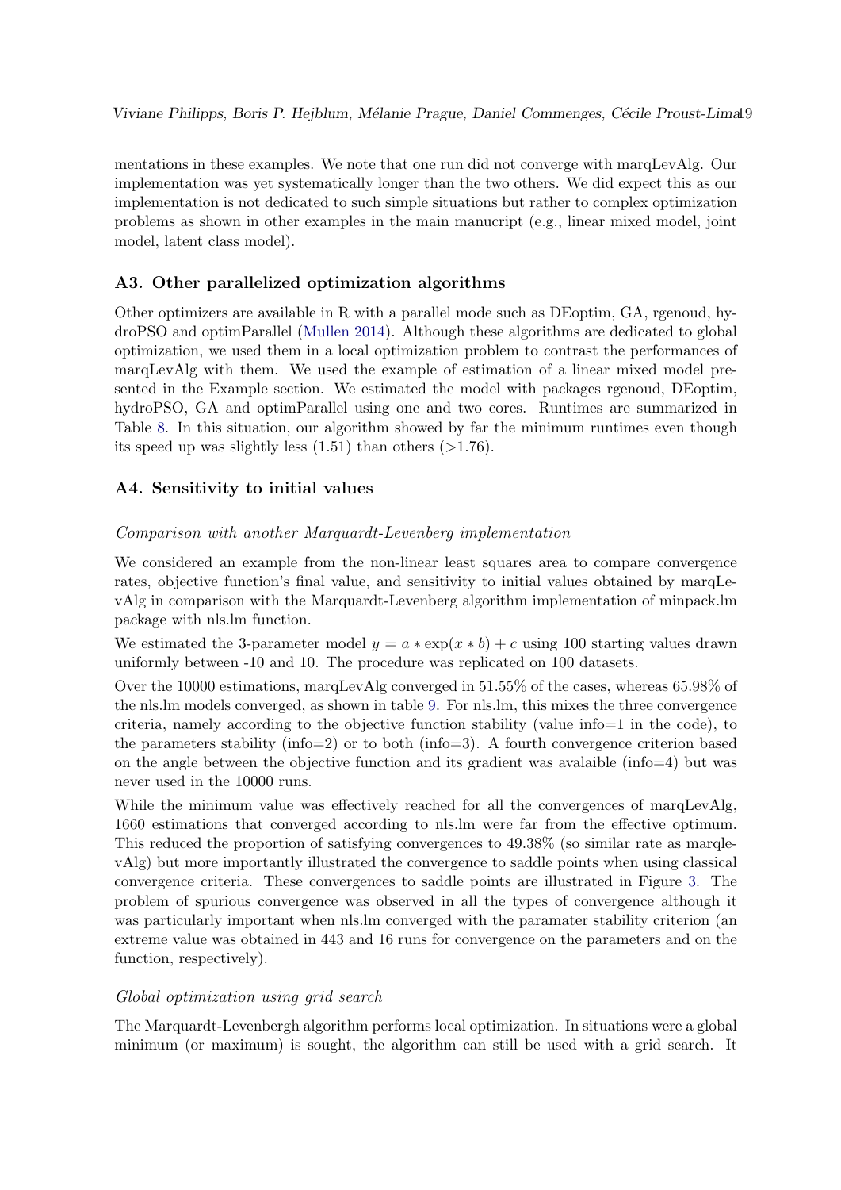mentations in these examples. We note that one run did not converge with marqLevAlg. Our implementation was yet systematically longer than the two others. We did expect this as our implementation is not dedicated to such simple situations but rather to complex optimization problems as shown in other examples in the main manucript (e.g., linear mixed model, joint model, latent class model).

## A3. Other parallelized optimization algorithms

Other optimizers are available in R with a parallel mode such as DEoptim, GA, rgenoud, hydroPSO and optimParallel (Mullen 2014). Although these algorithms are dedicated to global optimization, we used them in a local optimization problem to contrast the performances of marqLevAlg with them. We used the example of estimation of a linear mixed model presented in the Example section. We estimated the model with packages rgenoud, DEoptim, hydroPSO, GA and optimParallel using one and two cores. Runtimes are summarized in Table 8. In this situation, our algorithm showed by far the minimum runtimes even though its speed up was slightly less (1.51) than others (>1.76).

## A4. Sensitivity to initial values

*Comparison with another Marquardt-Levenberg implementation*

We considered an example from the non-linear least squares area to compare convergence rates, objective function's final value, and sensitivity to initial values obtained by marqLevAlg in comparison with the Marquardt-Levenberg algorithm implementation of minpack.lm package with nls.lm function.

We estimated the 3-parameter model $y = a * \exp(x * b) + c$ using 100 starting values drawn uniformly between -10 and 10. The procedure was replicated on 100 datasets.

Over the 10000 estimations, marqLevAlg converged in 51.55% of the cases, whereas 65.98% of the nls.lm models converged, as shown in table 9. For nls.lm, this mixes the three convergence criteria, namely according to the objective function stability (value info=1 in the code), to the parameters stability (info=2) or to both (info=3). A fourth convergence criterion based on the angle between the objective function and its gradient was avalaible (info=4) but was never used in the 10000 runs.

While the minimum value was effectively reached for all the convergences of marqLevAlg, 1660 estimations that converged according to nls.lm were far from the effective optimum. This reduced the proportion of satisfying convergences to 49.38% (so similar rate as marqlevAlg) but more importantly illustrated the convergence to saddle points when using classical convergence criteria. These convergences to saddle points are illustrated in Figure 3. The problem of spurious convergence was observed in all the types of convergence although it was particularly important when nls.lm converged with the paramater stability criterion (an extreme value was obtained in 443 and 16 runs for convergence on the parameters and on the function, respectively).

*Global optimization using grid search*

The Marquardt-Levenbergh algorithm performs local optimization. In situations were a global minimum (or maximum) is sought, the algorithm can still be used with a grid search. It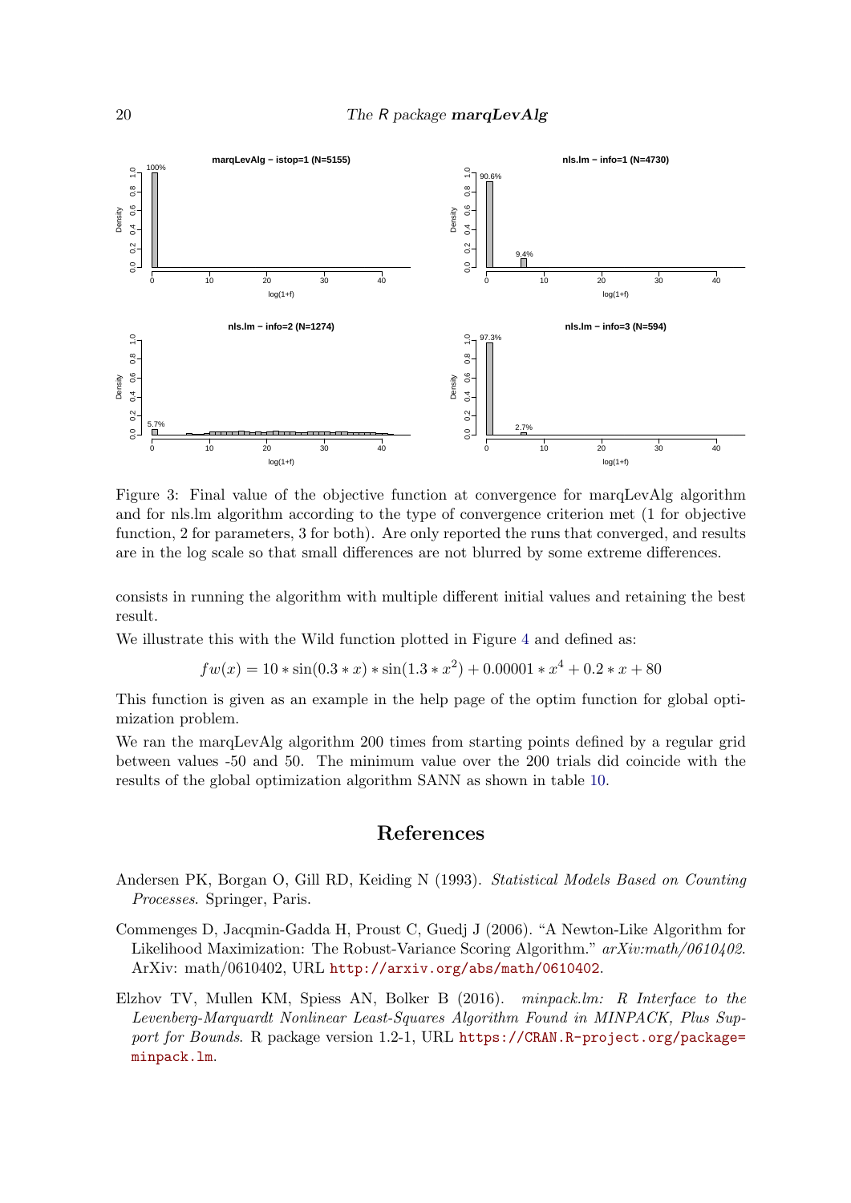Figure 3: Final value of the objective function at convergence for marqLevAlg algorithm and for nls.lm algorithm according to the type of convergence criterion met (1 for objective function, 2 for parameters, 3 for both). Are only reported the runs that converged, and results are in the log scale so that small differences are not blurred by some extreme differences.

consists in running the algorithm with multiple different initial values and retaining the best result.

We illustrate this with the Wild function plotted in Figure 4 and defined as:

$$fw(x) = 10 * \sin(0.3 * x) * \sin(1.3 * x^2) + 0.00001 * x^4 + 0.2 * x + 80$$

This function is given as an example in the help page of the optim function for global optimization problem.

We ran the marqLevAlg algorithm 200 times from starting points defined by a regular grid between values -50 and 50. The minimum value over the 200 trials did coincide with the results of the global optimization algorithm SANN as shown in table 10.

# References

Andersen PK, Borgan O, Gill RD, Keiding N (1993). *Statistical Models Based on Counting Processes*. Springer, Paris.

Commenges D, Jacqmin-Gadda H, Proust C, Guedj J (2006). "A Newton-Like Algorithm for Likelihood Maximization: The Robust-Variance Scoring Algorithm." *arXiv:math/0610402*. ArXiv: math/0610402, URL http://arxiv.org/abs/math/0610402.

Elzhov TV, Mullen KM, Spiess AN, Bolker B (2016). *minpack.lm: R Interface to the Levenberg-Marquardt Nonlinear Least-Squares Algorithm Found in MINPACK, Plus Support for Bounds*. R package version 1.2-1, URL https://CRAN.R-project.org/package=minpack.lm.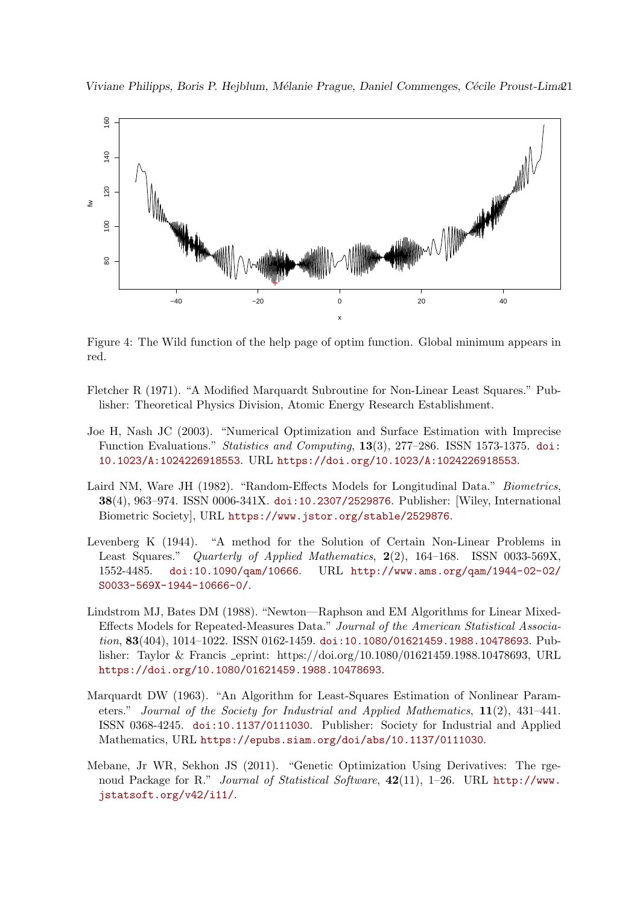Figure 4: The Wild function of the help page of optim function. Global minimum appears in red.

Fletcher R (1971). "A Modified Marquardt Subroutine for Non-Linear Least Squares." Publisher: Theoretical Physics Division, Atomic Energy Research Establishment.

Joe H, Nash JC (2003). "Numerical Optimization and Surface Estimation with Imprecise Function Evaluations." *Statistics and Computing*, **13**(3), 277–286. ISSN 1573-1375. doi:10.1023/A:1024226918553. URL https://doi.org/10.1023/A:1024226918553.

Laird NM, Ware JH (1982). "Random-Effects Models for Longitudinal Data." *Biometrics*, **38**(4), 963–974. ISSN 0006-341X. doi:10.2307/2529876. Publisher: [Wiley, International Biometric Society], URL https://www.jstor.org/stable/2529876.

Levenberg K (1944). "A method for the Solution of Certain Non-Linear Problems in Least Squares." *Quarterly of Applied Mathematics*, **2**(2), 164–168. ISSN 0033-569X, 1552-4485. doi:10.1090/qam/10666. URL http://www.ams.org/qam/1944-02-02/S0033-569X-1944-10666-0/.

Lindstrom MJ, Bates DM (1988). "Newton—Raphson and EM Algorithms for Linear Mixed-Effects Models for Repeated-Measures Data." *Journal of the American Statistical Association*, **83**(404), 1014–1022. ISSN 0162-1459. doi:10.1080/01621459.1988.10478693. Publisher: Taylor & Francis _eprint: https://doi.org/10.1080/01621459.1988.10478693, URL https://doi.org/10.1080/01621459.1988.10478693.

Marquardt DW (1963). "An Algorithm for Least-Squares Estimation of Nonlinear Parameters." *Journal of the Society for Industrial and Applied Mathematics*, **11**(2), 431–441. ISSN 0368-4245. doi:10.1137/0111030. Publisher: Society for Industrial and Applied Mathematics, URL https://epubs.siam.org/doi/abs/10.1137/0111030.

Mebane, Jr WR, Sekhon JS (2011). "Genetic Optimization Using Derivatives: The rgenoud Package for R." *Journal of Statistical Software*, **42**(11), 1–26. URL http://www.jstatsoft.org/v42/i11/.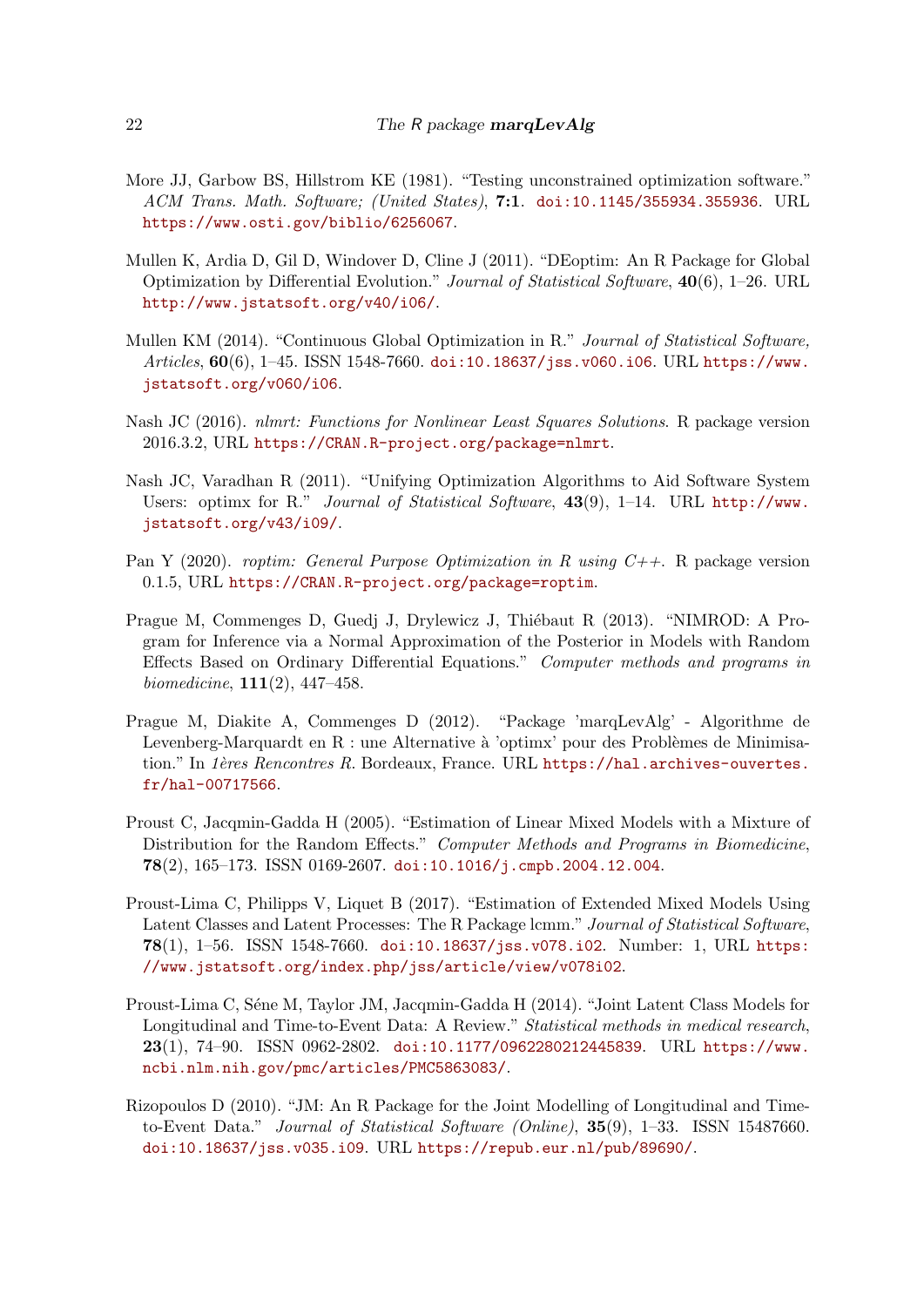More JJ, Garbow BS, Hillstrom KE (1981). "Testing unconstrained optimization software." *ACM Trans. Math. Software; (United States)*, **7:1**. doi:10.1145/355934.355936. URL https://www.osti.gov/biblio/6256067.

Mullen K, Ardia D, Gil D, Windover D, Cline J (2011). "DEoptim: An R Package for Global Optimization by Differential Evolution." *Journal of Statistical Software*, **40**(6), 1–26. URL http://www.jstatsoft.org/v40/i06/.

Mullen KM (2014). "Continuous Global Optimization in R." *Journal of Statistical Software, Articles*, **60**(6), 1–45. ISSN 1548-7660. doi:10.18637/jss.v060.i06. URL https://www.jstatsoft.org/v060/i06.

Nash JC (2016). *nlmrt: Functions for Nonlinear Least Squares Solutions*. R package version 2016.3.2, URL https://CRAN.R-project.org/package=nlmrt.

Nash JC, Varadhan R (2011). "Unifying Optimization Algorithms to Aid Software System Users: optimx for R." *Journal of Statistical Software*, **43**(9), 1–14. URL http://www.jstatsoft.org/v43/i09/.

Pan Y (2020). *roptim: General Purpose Optimization in R using C++*. R package version 0.1.5, URL https://CRAN.R-project.org/package=roptim.

Prague M, Commenges D, Guedj J, Drylewicz J, Thiébaut R (2013). "NIMROD: A Program for Inference via a Normal Approximation of the Posterior in Models with Random Effects Based on Ordinary Differential Equations." *Computer methods and programs in biomedicine*, **111**(2), 447–458.

Prague M, Diakite A, Commenges D (2012). "Package 'marqLevAlg' - Algorithme de Levenberg-Marquardt en R : une Alternative à 'optimx' pour des Problèmes de Minimisation." In *1ères Rencontres R*. Bordeaux, France. URL https://hal.archives-ouvertes.fr/hal-00717566.

Proust C, Jacqmin-Gadda H (2005). "Estimation of Linear Mixed Models with a Mixture of Distribution for the Random Effects." *Computer Methods and Programs in Biomedicine*, **78**(2), 165–173. ISSN 0169-2607. doi:10.1016/j.cmpb.2004.12.004.

Proust-Lima C, Philipps V, Liquet B (2017). "Estimation of Extended Mixed Models Using Latent Classes and Latent Processes: The R Package lcmm." *Journal of Statistical Software*, **78**(1), 1–56. ISSN 1548-7660. doi:10.18637/jss.v078.i02. Number: 1, URL https://www.jstatsoft.org/index.php/jss/article/view/v078i02.

Proust-Lima C, Séne M, Taylor JM, Jacqmin-Gadda H (2014). "Joint Latent Class Models for Longitudinal and Time-to-Event Data: A Review." *Statistical methods in medical research*, **23**(1), 74–90. ISSN 0962-2802. doi:10.1177/0962280212445839. URL https://www.ncbi.nlm.nih.gov/pmc/articles/PMC5863083/.

Rizopoulos D (2010). "JM: An R Package for the Joint Modelling of Longitudinal and Time-to-Event Data." *Journal of Statistical Software (Online)*, **35**(9), 1–33. ISSN 15487660. doi:10.18637/jss.v035.i09. URL https://repub.eur.nl/pub/89690/.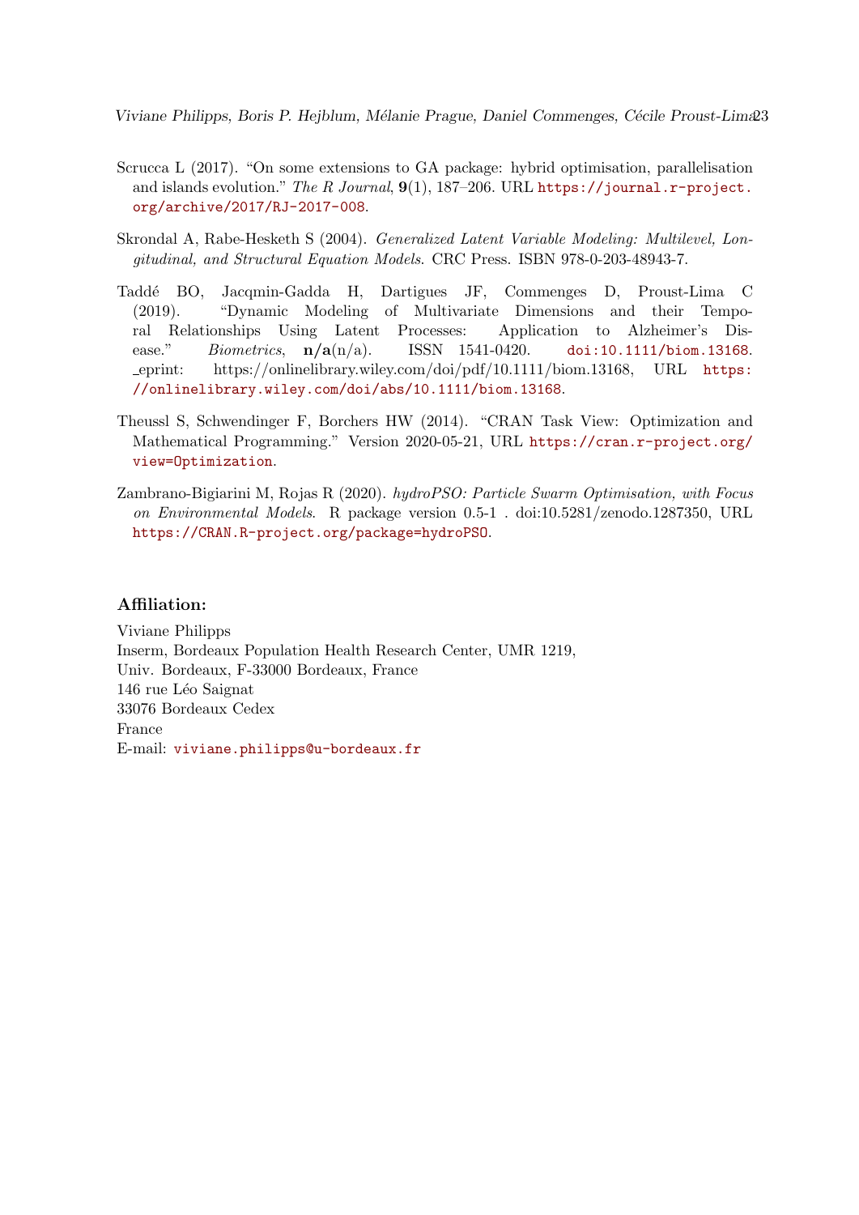Scrucca L (2017). "On some extensions to GA package: hybrid optimisation, parallelisation and islands evolution." *The R Journal*, **9**(1), 187–206. URL https://journal.r-project.org/archive/2017/RJ-2017-008.

Skrondal A, Rabe-Hesketh S (2004). *Generalized Latent Variable Modeling: Multilevel, Longitudinal, and Structural Equation Models*. CRC Press. ISBN 978-0-203-48943-7.

Taddé BO, Jacqmin-Gadda H, Dartigues JF, Commenges D, Proust-Lima C (2019). "Dynamic Modeling of Multivariate Dimensions and their Temporal Relationships Using Latent Processes: Application to Alzheimer's Disease." *Biometrics*, **n/a**(n/a). ISSN 1541-0420. doi:10.1111/biom.13168. _eprint: https://onlinelibrary.wiley.com/doi/pdf/10.1111/biom.13168, URL https://onlinelibrary.wiley.com/doi/abs/10.1111/biom.13168.

Theussl S, Schwendinger F, Borchers HW (2014). "CRAN Task View: Optimization and Mathematical Programming." Version 2020-05-21, URL https://cran.r-project.org/view=Optimization.

Zambrano-Bigiarini M, Rojas R (2020). *hydroPSO: Particle Swarm Optimisation, with Focus on Environmental Models*. R package version 0.5-1 . doi:10.5281/zenodo.1287350, URL https://CRAN.R-project.org/package=hydroPSO.

### Affiliation:

Viviane Philipps
Inserm, Bordeaux Population Health Research Center, UMR 1219,
Univ. Bordeaux, F-33000 Bordeaux, France
146 rue Léo Saignat
33076 Bordeaux Cedex
France
E-mail: viviane.philipps@u-bordeaux.fr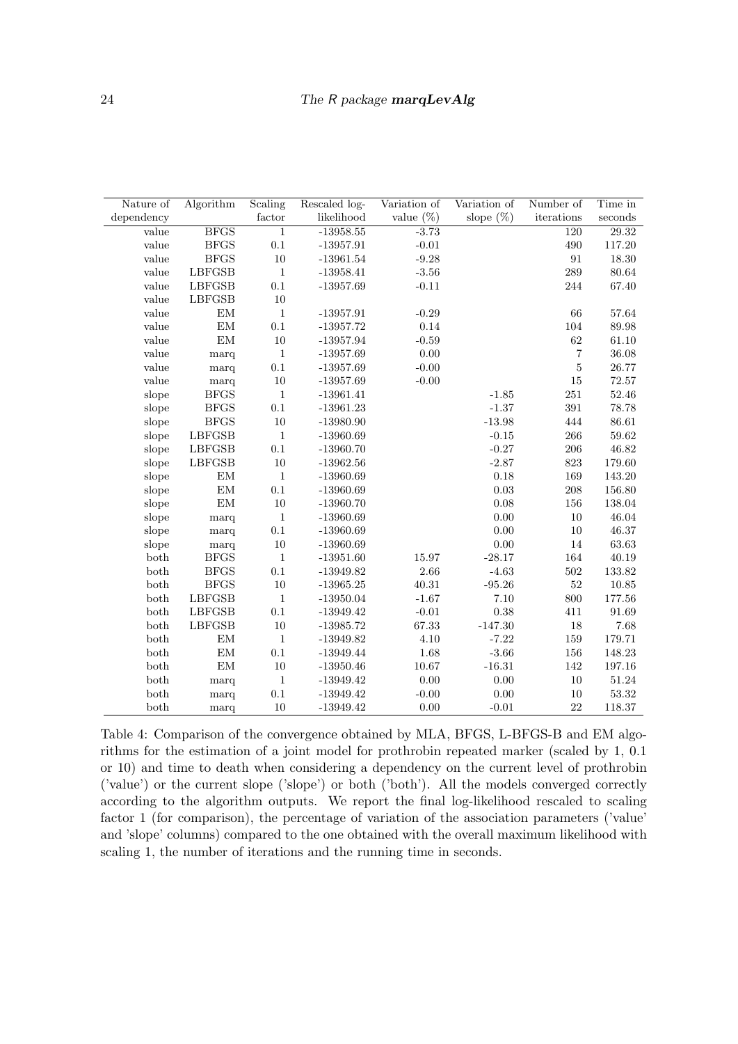| Nature of dependency | Algorithm | Scaling factor | Rescaled log-likelihood | Variation of value (%) | Variation of slope (%) | Number of iterations | Time in seconds |
|---|---|---|---|---|---|---|---|
| value | BFGS | 1 | -13958.55 | -3.73 | | 120 | 29.32 |
| value | BFGS | 0.1 | -13957.91 | -0.01 | | 490 | 117.20 |
| value | BFGS | 10 | -13961.54 | -9.28 | | 91 | 18.30 |
| value | LBFGSB | 1 | -13958.41 | -3.56 | | 289 | 80.64 |
| value | LBFGSB | 0.1 | -13957.69 | -0.11 | | 244 | 67.40 |
| value | LBFGSB | 10 | | | | | |
| value | EM | 1 | -13957.91 | -0.29 | | 66 | 57.64 |
| value | EM | 0.1 | -13957.72 | 0.14 | | 104 | 89.98 |
| value | EM | 10 | -13957.94 | -0.59 | | 62 | 61.10 |
| value | marq | 1 | -13957.69 | 0.00 | | 7 | 36.08 |
| value | marq | 0.1 | -13957.69 | -0.00 | | 5 | 26.77 |
| value | marq | 10 | -13957.69 | -0.00 | | 15 | 72.57 |
| slope | BFGS | 1 | -13961.41 | | -1.85 | 251 | 52.46 |
| slope | BFGS | 0.1 | -13961.23 | | -1.37 | 391 | 78.78 |
| slope | BFGS | 10 | -13980.90 | | -13.98 | 444 | 86.61 |
| slope | LBFGSB | 1 | -13960.69 | | -0.15 | 266 | 59.62 |
| slope | LBFGSB | 0.1 | -13960.70 | | -0.27 | 206 | 46.82 |
| slope | LBFGSB | 10 | -13962.56 | | -2.87 | 823 | 179.60 |
| slope | EM | 1 | -13960.69 | | 0.18 | 169 | 143.20 |
| slope | EM | 0.1 | -13960.69 | | 0.03 | 208 | 156.80 |
| slope | EM | 10 | -13960.70 | | 0.08 | 156 | 138.04 |
| slope | marq | 1 | -13960.69 | | 0.00 | 10 | 46.04 |
| slope | marq | 0.1 | -13960.69 | | 0.00 | 10 | 46.37 |
| slope | marq | 10 | -13960.69 | | 0.00 | 14 | 63.63 |
| both | BFGS | 1 | -13951.60 | 15.97 | -28.17 | 164 | 40.19 |
| both | BFGS | 0.1 | -13949.82 | 2.66 | -4.63 | 502 | 133.82 |
| both | BFGS | 10 | -13965.25 | 40.31 | -95.26 | 52 | 10.85 |
| both | LBFGSB | 1 | -13950.04 | -1.67 | 7.10 | 800 | 177.56 |
| both | LBFGSB | 0.1 | -13949.42 | -0.01 | 0.38 | 411 | 91.69 |
| both | LBFGSB | 10 | -13985.72 | 67.33 | -147.30 | 18 | 7.68 |
| both | EM | 1 | -13949.82 | 4.10 | -7.22 | 159 | 179.71 |
| both | EM | 0.1 | -13949.44 | 1.68 | -3.66 | 156 | 148.23 |
| both | EM | 10 | -13950.46 | 10.67 | -16.31 | 142 | 197.16 |
| both | marq | 1 | -13949.42 | 0.00 | 0.00 | 10 | 51.24 |
| both | marq | 0.1 | -13949.42 | -0.00 | 0.00 | 10 | 53.32 |
| both | marq | 10 | -13949.42 | 0.00 | -0.01 | 22 | 118.37 |

Table 4: Comparison of the convergence obtained by MLA, BFGS, L-BFGS-B and EM algorithms for the estimation of a joint model for prothrobin repeated marker (scaled by 1, 0.1 or 10) and time to death when considering a dependency on the current level of prothrobin ('value') or the current slope ('slope') or both ('both'). All the models converged correctly according to the algorithm outputs. We report the final log-likelihood rescaled to scaling factor 1 (for comparison), the percentage of variation of the association parameters ('value' and 'slope' columns) compared to the one obtained with the overall maximum likelihood with scaling 1, the number of iterations and the running time in seconds.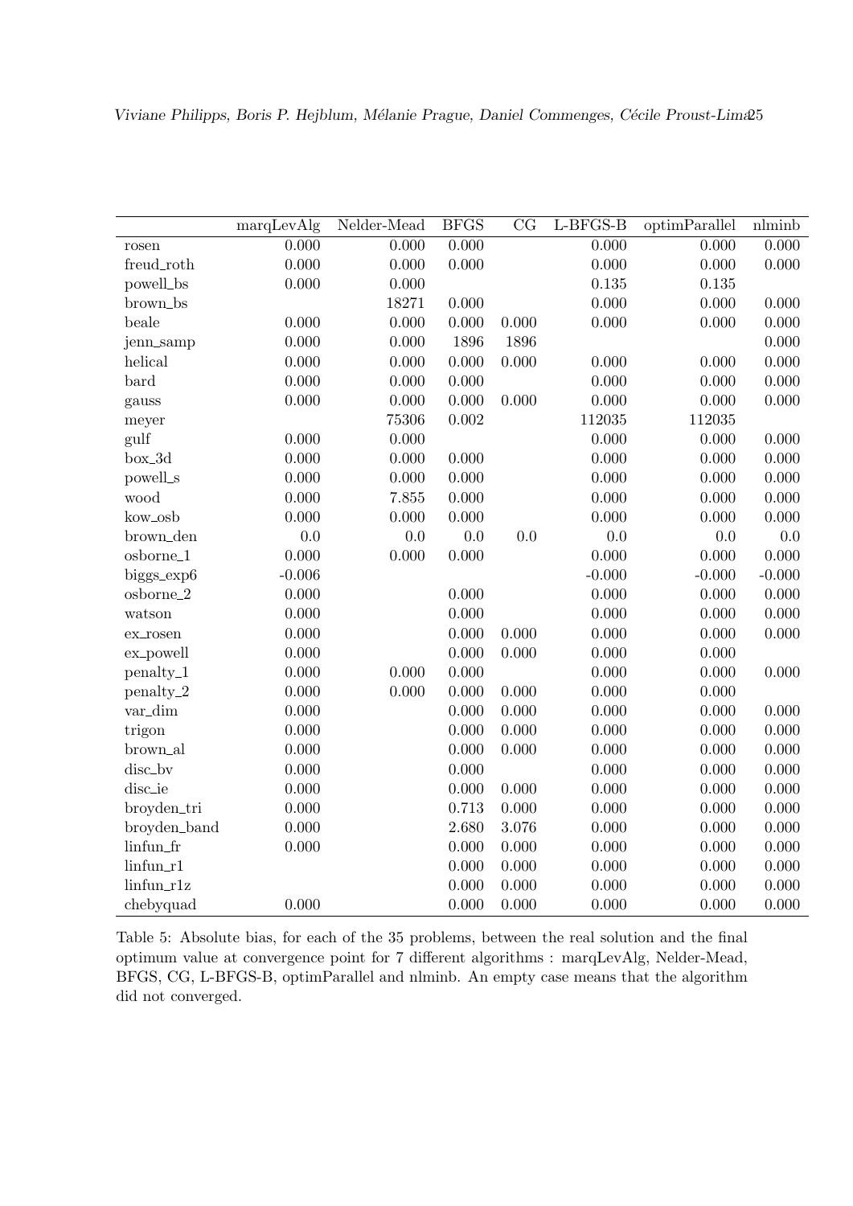| | marqLevAlg | Nelder-Mead | BFGS | CG | L-BFGS-B | optimParallel | nlminb |
|---|---|---|---|---|---|---|---|
| rosen | 0.000 | 0.000 | 0.000 | | 0.000 | 0.000 | 0.000 |
| freud_roth | 0.000 | 0.000 | 0.000 | | 0.000 | 0.000 | 0.000 |
| powell_bs | 0.000 | 0.000 | | | 0.135 | 0.135 | |
| brown_bs | | 18271 | 0.000 | | 0.000 | 0.000 | 0.000 |
| beale | 0.000 | 0.000 | 0.000 | 0.000 | 0.000 | 0.000 | 0.000 |
| jenn_samp | 0.000 | 0.000 | 1896 | 1896 | | | 0.000 |
| helical | 0.000 | 0.000 | 0.000 | 0.000 | 0.000 | 0.000 | 0.000 |
| bard | 0.000 | 0.000 | 0.000 | | 0.000 | 0.000 | 0.000 |
| gauss | 0.000 | 0.000 | 0.000 | 0.000 | 0.000 | 0.000 | 0.000 |
| meyer | | 75306 | 0.002 | | 112035 | 112035 | |
| gulf | 0.000 | 0.000 | | | 0.000 | 0.000 | 0.000 |
| box_3d | 0.000 | 0.000 | 0.000 | | 0.000 | 0.000 | 0.000 |
| powell_s | 0.000 | 0.000 | 0.000 | | 0.000 | 0.000 | 0.000 |
| wood | 0.000 | 7.855 | 0.000 | | 0.000 | 0.000 | 0.000 |
| kow_osb | 0.000 | 0.000 | 0.000 | | 0.000 | 0.000 | 0.000 |
| brown_den | 0.0 | 0.0 | 0.0 | 0.0 | 0.0 | 0.0 | 0.0 |
| osborne_1 | 0.000 | 0.000 | 0.000 | | 0.000 | 0.000 | 0.000 |
| biggs_exp6 | -0.006 | | | | -0.000 | -0.000 | -0.000 |
| osborne_2 | 0.000 | | 0.000 | | 0.000 | 0.000 | 0.000 |
| watson | 0.000 | | 0.000 | | 0.000 | 0.000 | 0.000 |
| ex_rosen | 0.000 | | 0.000 | 0.000 | 0.000 | 0.000 | 0.000 |
| ex_powell | 0.000 | | 0.000 | 0.000 | 0.000 | 0.000 | |
| penalty_1 | 0.000 | 0.000 | 0.000 | | 0.000 | 0.000 | 0.000 |
| penalty_2 | 0.000 | 0.000 | 0.000 | 0.000 | 0.000 | 0.000 | |
| var_dim | 0.000 | | 0.000 | 0.000 | 0.000 | 0.000 | 0.000 |
| trigon | 0.000 | | 0.000 | 0.000 | 0.000 | 0.000 | 0.000 |
| brown_al | 0.000 | | 0.000 | 0.000 | 0.000 | 0.000 | 0.000 |
| disc_bv | 0.000 | | 0.000 | | 0.000 | 0.000 | 0.000 |
| disc_ie | 0.000 | | 0.000 | 0.000 | 0.000 | 0.000 | 0.000 |
| broyden_tri | 0.000 | | 0.713 | 0.000 | 0.000 | 0.000 | 0.000 |
| broyden_band | 0.000 | | 2.680 | 3.076 | 0.000 | 0.000 | 0.000 |
| linfun_fr | 0.000 | | 0.000 | 0.000 | 0.000 | 0.000 | 0.000 |
| linfun_r1 | | | 0.000 | 0.000 | 0.000 | 0.000 | 0.000 |
| linfun_r1z | | | 0.000 | 0.000 | 0.000 | 0.000 | 0.000 |
| chebyquad | 0.000 | | 0.000 | 0.000 | 0.000 | 0.000 | 0.000 |

Table 5: Absolute bias, for each of the 35 problems, between the real solution and the final optimum value at convergence point for 7 different algorithms : marqLevAlg, Nelder-Mead, BFGS, CG, L-BFGS-B, optimParallel and nlminb. An empty case means that the algorithm did not converged.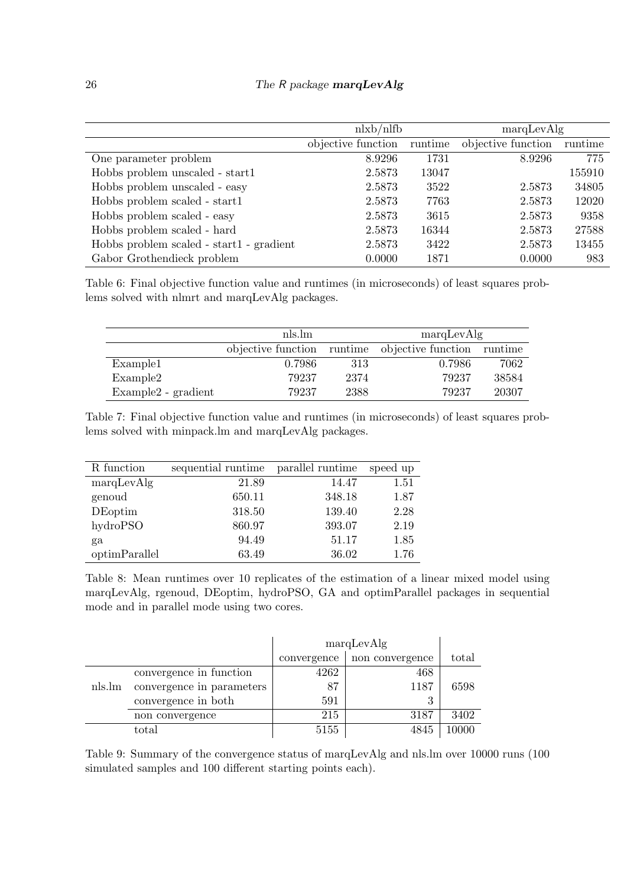| | nlxb/nlfb | | marqLevAlg | |
|---|---|---|---|---|
| | objective function | runtime | objective function | runtime |
| One parameter problem | 8.9296 | 1731 | 8.9296 | 775 |
| Hobbs problem unscaled - start1 | 2.5873 | 13047 | | 155910 |
| Hobbs problem unscaled - easy | 2.5873 | 3522 | 2.5873 | 34805 |
| Hobbs problem scaled - start1 | 2.5873 | 7763 | 2.5873 | 12020 |
| Hobbs problem scaled - easy | 2.5873 | 3615 | 2.5873 | 9358 |
| Hobbs problem scaled - hard | 2.5873 | 16344 | 2.5873 | 27588 |
| Hobbs problem scaled - start1 - gradient | 2.5873 | 3422 | 2.5873 | 13455 |
| Gabor Grothendieck problem | 0.0000 | 1871 | 0.0000 | 983 |

Table 6: Final objective function value and runtimes (in microseconds) of least squares problems solved with nlmrt and marqLevAlg packages.

| | nls.lm | | marqLevAlg | |
|---|---|---|---|---|
| | objective function | runtime | objective function | runtime |
| Example1 | 0.7986 | 313 | 0.7986 | 7062 |
| Example2 | 79237 | 2374 | 79237 | 38584 |
| Example2 - gradient | 79237 | 2388 | 79237 | 20307 |

Table 7: Final objective function value and runtimes (in microseconds) of least squares problems solved with minpack.lm and marqLevAlg packages.

| R function | sequential runtime | parallel runtime | speed up |
|---|---|---|---|
| marqLevAlg | 21.89 | 14.47 | 1.51 |
| genoud | 650.11 | 348.18 | 1.87 |
| DEoptim | 318.50 | 139.40 | 2.28 |
| hydroPSO | 860.97 | 393.07 | 2.19 |
| ga | 94.49 | 51.17 | 1.85 |
| optimParallel | 63.49 | 36.02 | 1.76 |

Table 8: Mean runtimes over 10 replicates of the estimation of a linear mixed model using marqLevAlg, rgenoud, DEoptim, hydroPSO, GA and optimParallel packages in sequential mode and in parallel mode using two cores.

| | | marqLevAlg | | |
|---|---|---|---|---|
| | | convergence | non convergence | total |
| nls.lm | convergence in function | 4262 | 468 | 6598 |
| | convergence in parameters | 87 | 1187 | |
| | convergence in both | 591 | 3 | |
| | non convergence | 215 | 3187 | 3402 |
| | total | 5155 | 4845 | 10000 |

Table 9: Summary of the convergence status of marqLevAlg and nls.lm over 10000 runs (100 simulated samples and 100 different starting points each).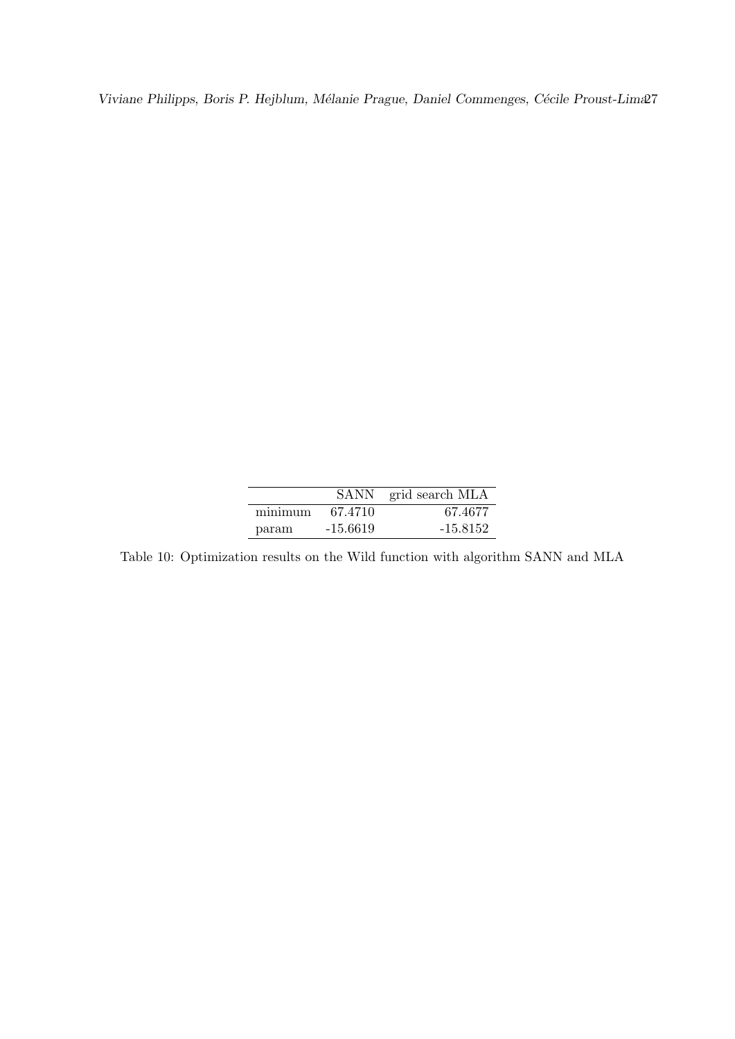| | SANN | grid search MLA |
|---|---|---|
| minimum | 67.4710 | 67.4677 |
| param | -15.6619 | -15.8152 |

Table 10: Optimization results on the Wild function with algorithm SANN and MLA